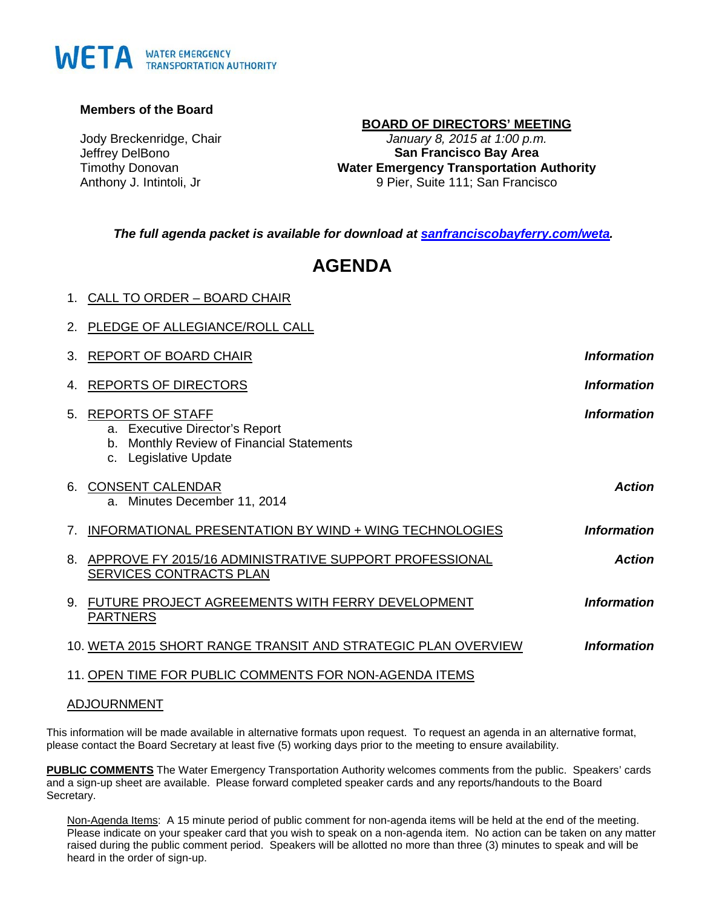WETA WATER EMERGENCY TRANSPORTATION AUTHORITY

**Members of the Board**

Jody Breckenridge, Chair
Jeffrey DelBono
Timothy Donovan
Anthony J. Intintoli, Jr

**BOARD OF DIRECTORS' MEETING**
*January 8, 2015 at 1:00 p.m.*
**San Francisco Bay Area**
**Water Emergency Transportation Authority**
9 Pier, Suite 111; San Francisco

***The full agenda packet is available for download at [sanfranciscobayferry.com/weta](sanfranciscobayferry.com/weta).***

# AGENDA

1. CALL TO ORDER – BOARD CHAIR
2. PLEDGE OF ALLEGIANCE/ROLL CALL
3. REPORT OF BOARD CHAIR — ***Information***
4. REPORTS OF DIRECTORS — ***Information***
5. REPORTS OF STAFF — ***Information***
   a. Executive Director's Report
   b. Monthly Review of Financial Statements
   c. Legislative Update
6. CONSENT CALENDAR — ***Action***
   a. Minutes December 11, 2014
7. INFORMATIONAL PRESENTATION BY WIND + WING TECHNOLOGIES — ***Information***
8. APPROVE FY 2015/16 ADMINISTRATIVE SUPPORT PROFESSIONAL SERVICES CONTRACTS PLAN — ***Action***
9. FUTURE PROJECT AGREEMENTS WITH FERRY DEVELOPMENT PARTNERS — ***Information***
10. WETA 2015 SHORT RANGE TRANSIT AND STRATEGIC PLAN OVERVIEW — ***Information***
11. OPEN TIME FOR PUBLIC COMMENTS FOR NON-AGENDA ITEMS

ADJOURNMENT

This information will be made available in alternative formats upon request. To request an agenda in an alternative format, please contact the Board Secretary at least five (5) working days prior to the meeting to ensure availability.

**PUBLIC COMMENTS** The Water Emergency Transportation Authority welcomes comments from the public. Speakers' cards and a sign-up sheet are available. Please forward completed speaker cards and any reports/handouts to the Board Secretary.

Non-Agenda Items: A 15 minute period of public comment for non-agenda items will be held at the end of the meeting. Please indicate on your speaker card that you wish to speak on a non-agenda item. No action can be taken on any matter raised during the public comment period. Speakers will be allotted no more than three (3) minutes to speak and will be heard in the order of sign-up.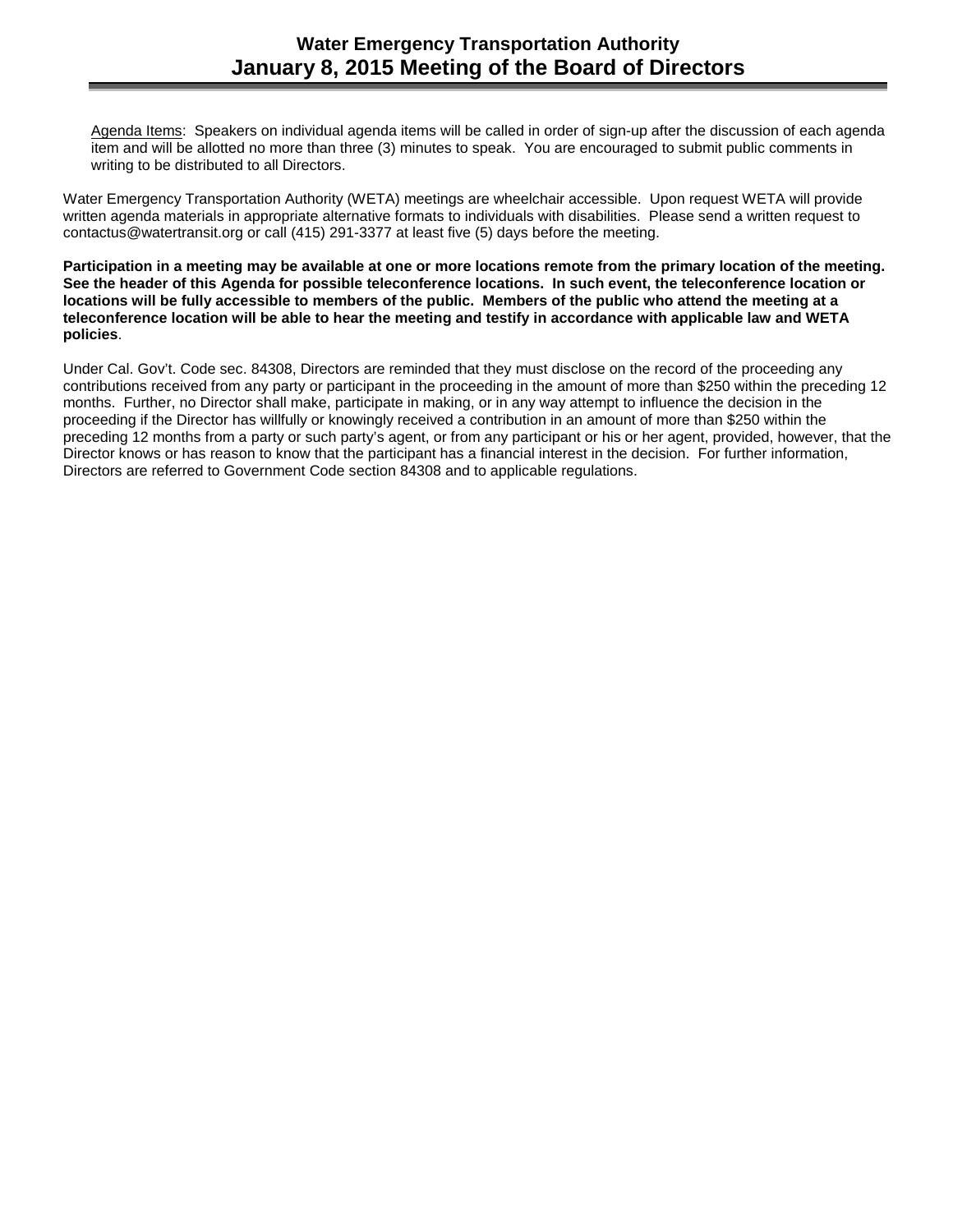Agenda Items: Speakers on individual agenda items will be called in order of sign-up after the discussion of each agenda item and will be allotted no more than three (3) minutes to speak. You are encouraged to submit public comments in writing to be distributed to all Directors.

Water Emergency Transportation Authority (WETA) meetings are wheelchair accessible. Upon request WETA will provide written agenda materials in appropriate alternative formats to individuals with disabilities. Please send a written request to contactus@watertransit.org or call (415) 291-3377 at least five (5) days before the meeting.

**Participation in a meeting may be available at one or more locations remote from the primary location of the meeting. See the header of this Agenda for possible teleconference locations. In such event, the teleconference location or locations will be fully accessible to members of the public. Members of the public who attend the meeting at a teleconference location will be able to hear the meeting and testify in accordance with applicable law and WETA policies**.

Under Cal. Gov't. Code sec. 84308, Directors are reminded that they must disclose on the record of the proceeding any contributions received from any party or participant in the proceeding in the amount of more than $250 within the preceding 12 months. Further, no Director shall make, participate in making, or in any way attempt to influence the decision in the proceeding if the Director has willfully or knowingly received a contribution in an amount of more than $250 within the preceding 12 months from a party or such party's agent, or from any participant or his or her agent, provided, however, that the Director knows or has reason to know that the participant has a financial interest in the decision. For further information, Directors are referred to Government Code section 84308 and to applicable regulations.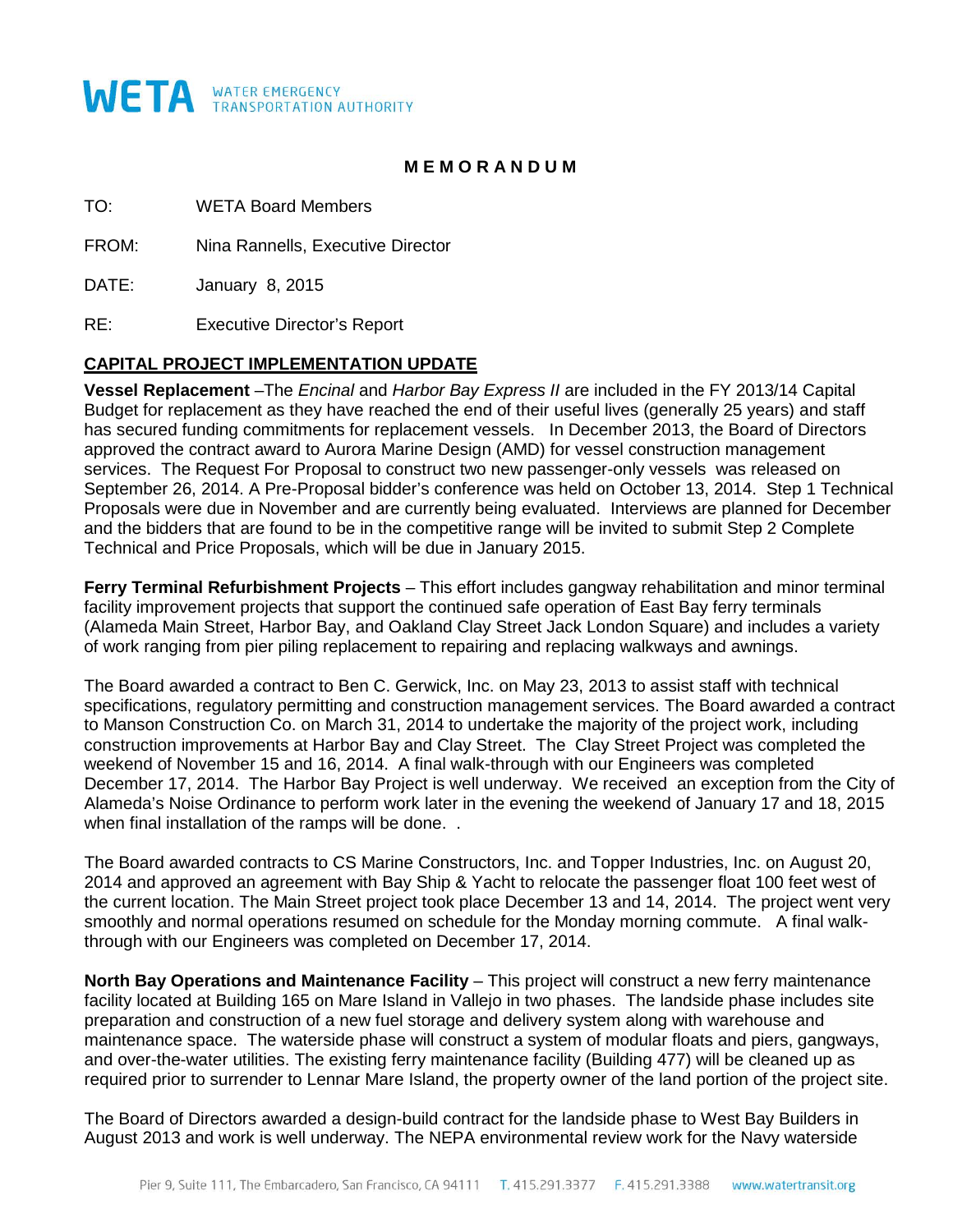# WETA WATER EMERGENCY TRANSPORTATION AUTHORITY

**M E M O R A N D U M**

TO: WETA Board Members

FROM: Nina Rannells, Executive Director

DATE: January 8, 2015

RE: Executive Director's Report

## CAPITAL PROJECT IMPLEMENTATION UPDATE

**Vessel Replacement** –The *Encinal* and *Harbor Bay Express II* are included in the FY 2013/14 Capital Budget for replacement as they have reached the end of their useful lives (generally 25 years) and staff has secured funding commitments for replacement vessels. In December 2013, the Board of Directors approved the contract award to Aurora Marine Design (AMD) for vessel construction management services. The Request For Proposal to construct two new passenger-only vessels was released on September 26, 2014. A Pre-Proposal bidder's conference was held on October 13, 2014. Step 1 Technical Proposals were due in November and are currently being evaluated. Interviews are planned for December and the bidders that are found to be in the competitive range will be invited to submit Step 2 Complete Technical and Price Proposals, which will be due in January 2015.

**Ferry Terminal Refurbishment Projects** – This effort includes gangway rehabilitation and minor terminal facility improvement projects that support the continued safe operation of East Bay ferry terminals (Alameda Main Street, Harbor Bay, and Oakland Clay Street Jack London Square) and includes a variety of work ranging from pier piling replacement to repairing and replacing walkways and awnings.

The Board awarded a contract to Ben C. Gerwick, Inc. on May 23, 2013 to assist staff with technical specifications, regulatory permitting and construction management services. The Board awarded a contract to Manson Construction Co. on March 31, 2014 to undertake the majority of the project work, including construction improvements at Harbor Bay and Clay Street. The Clay Street Project was completed the weekend of November 15 and 16, 2014. A final walk-through with our Engineers was completed December 17, 2014. The Harbor Bay Project is well underway. We received an exception from the City of Alameda's Noise Ordinance to perform work later in the evening the weekend of January 17 and 18, 2015 when final installation of the ramps will be done. .

The Board awarded contracts to CS Marine Constructors, Inc. and Topper Industries, Inc. on August 20, 2014 and approved an agreement with Bay Ship & Yacht to relocate the passenger float 100 feet west of the current location. The Main Street project took place December 13 and 14, 2014. The project went very smoothly and normal operations resumed on schedule for the Monday morning commute. A final walk-through with our Engineers was completed on December 17, 2014.

**North Bay Operations and Maintenance Facility** – This project will construct a new ferry maintenance facility located at Building 165 on Mare Island in Vallejo in two phases. The landside phase includes site preparation and construction of a new fuel storage and delivery system along with warehouse and maintenance space. The waterside phase will construct a system of modular floats and piers, gangways, and over-the-water utilities. The existing ferry maintenance facility (Building 477) will be cleaned up as required prior to surrender to Lennar Mare Island, the property owner of the land portion of the project site.

The Board of Directors awarded a design-build contract for the landside phase to West Bay Builders in August 2013 and work is well underway. The NEPA environmental review work for the Navy waterside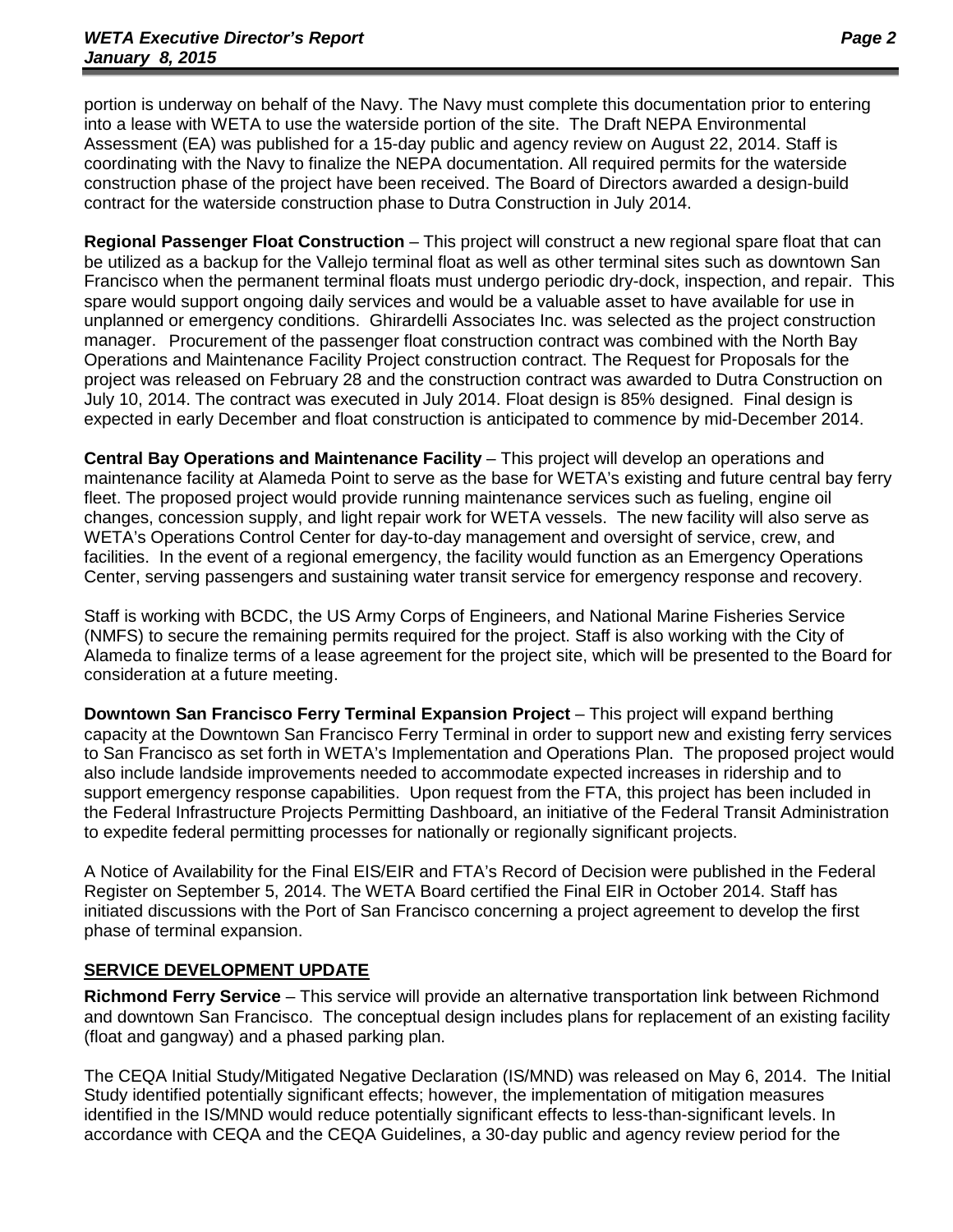portion is underway on behalf of the Navy. The Navy must complete this documentation prior to entering into a lease with WETA to use the waterside portion of the site. The Draft NEPA Environmental Assessment (EA) was published for a 15-day public and agency review on August 22, 2014. Staff is coordinating with the Navy to finalize the NEPA documentation. All required permits for the waterside construction phase of the project have been received. The Board of Directors awarded a design-build contract for the waterside construction phase to Dutra Construction in July 2014.

**Regional Passenger Float Construction** – This project will construct a new regional spare float that can be utilized as a backup for the Vallejo terminal float as well as other terminal sites such as downtown San Francisco when the permanent terminal floats must undergo periodic dry-dock, inspection, and repair. This spare would support ongoing daily services and would be a valuable asset to have available for use in unplanned or emergency conditions. Ghirardelli Associates Inc. was selected as the project construction manager. Procurement of the passenger float construction contract was combined with the North Bay Operations and Maintenance Facility Project construction contract. The Request for Proposals for the project was released on February 28 and the construction contract was awarded to Dutra Construction on July 10, 2014. The contract was executed in July 2014. Float design is 85% designed. Final design is expected in early December and float construction is anticipated to commence by mid-December 2014.

**Central Bay Operations and Maintenance Facility** – This project will develop an operations and maintenance facility at Alameda Point to serve as the base for WETA's existing and future central bay ferry fleet. The proposed project would provide running maintenance services such as fueling, engine oil changes, concession supply, and light repair work for WETA vessels. The new facility will also serve as WETA's Operations Control Center for day-to-day management and oversight of service, crew, and facilities. In the event of a regional emergency, the facility would function as an Emergency Operations Center, serving passengers and sustaining water transit service for emergency response and recovery.

Staff is working with BCDC, the US Army Corps of Engineers, and National Marine Fisheries Service (NMFS) to secure the remaining permits required for the project. Staff is also working with the City of Alameda to finalize terms of a lease agreement for the project site, which will be presented to the Board for consideration at a future meeting.

**Downtown San Francisco Ferry Terminal Expansion Project** – This project will expand berthing capacity at the Downtown San Francisco Ferry Terminal in order to support new and existing ferry services to San Francisco as set forth in WETA's Implementation and Operations Plan. The proposed project would also include landside improvements needed to accommodate expected increases in ridership and to support emergency response capabilities. Upon request from the FTA, this project has been included in the Federal Infrastructure Projects Permitting Dashboard, an initiative of the Federal Transit Administration to expedite federal permitting processes for nationally or regionally significant projects.

A Notice of Availability for the Final EIS/EIR and FTA's Record of Decision were published in the Federal Register on September 5, 2014. The WETA Board certified the Final EIR in October 2014. Staff has initiated discussions with the Port of San Francisco concerning a project agreement to develop the first phase of terminal expansion.

## SERVICE DEVELOPMENT UPDATE

**Richmond Ferry Service** – This service will provide an alternative transportation link between Richmond and downtown San Francisco. The conceptual design includes plans for replacement of an existing facility (float and gangway) and a phased parking plan.

The CEQA Initial Study/Mitigated Negative Declaration (IS/MND) was released on May 6, 2014. The Initial Study identified potentially significant effects; however, the implementation of mitigation measures identified in the IS/MND would reduce potentially significant effects to less-than-significant levels. In accordance with CEQA and the CEQA Guidelines, a 30-day public and agency review period for the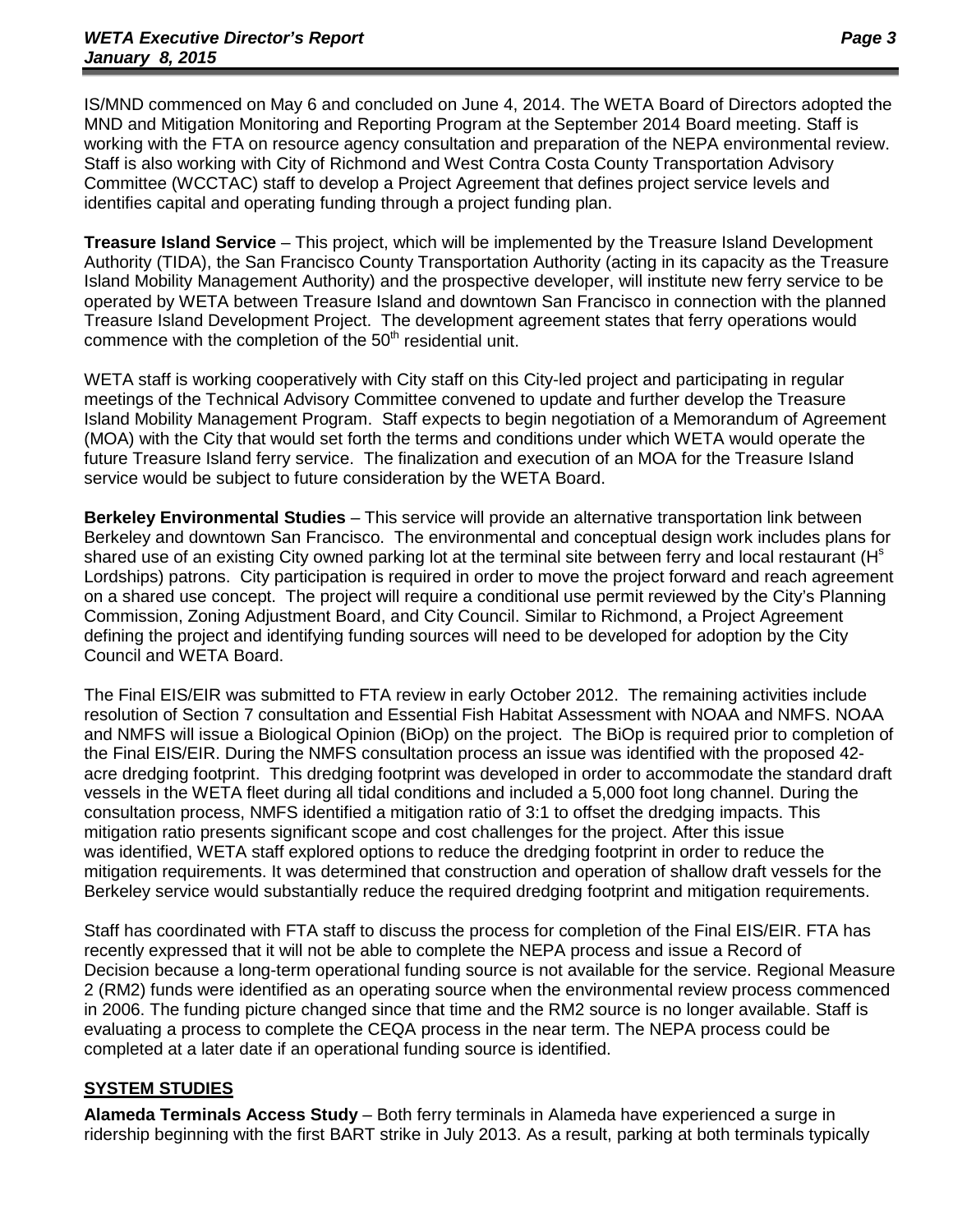IS/MND commenced on May 6 and concluded on June 4, 2014. The WETA Board of Directors adopted the MND and Mitigation Monitoring and Reporting Program at the September 2014 Board meeting. Staff is working with the FTA on resource agency consultation and preparation of the NEPA environmental review. Staff is also working with City of Richmond and West Contra Costa County Transportation Advisory Committee (WCCTAC) staff to develop a Project Agreement that defines project service levels and identifies capital and operating funding through a project funding plan.

**Treasure Island Service** – This project, which will be implemented by the Treasure Island Development Authority (TIDA), the San Francisco County Transportation Authority (acting in its capacity as the Treasure Island Mobility Management Authority) and the prospective developer, will institute new ferry service to be operated by WETA between Treasure Island and downtown San Francisco in connection with the planned Treasure Island Development Project. The development agreement states that ferry operations would commence with the completion of the 50th residential unit.

WETA staff is working cooperatively with City staff on this City-led project and participating in regular meetings of the Technical Advisory Committee convened to update and further develop the Treasure Island Mobility Management Program. Staff expects to begin negotiation of a Memorandum of Agreement (MOA) with the City that would set forth the terms and conditions under which WETA would operate the future Treasure Island ferry service. The finalization and execution of an MOA for the Treasure Island service would be subject to future consideration by the WETA Board.

**Berkeley Environmental Studies** – This service will provide an alternative transportation link between Berkeley and downtown San Francisco. The environmental and conceptual design work includes plans for shared use of an existing City owned parking lot at the terminal site between ferry and local restaurant (Hs Lordships) patrons. City participation is required in order to move the project forward and reach agreement on a shared use concept. The project will require a conditional use permit reviewed by the City's Planning Commission, Zoning Adjustment Board, and City Council. Similar to Richmond, a Project Agreement defining the project and identifying funding sources will need to be developed for adoption by the City Council and WETA Board.

The Final EIS/EIR was submitted to FTA review in early October 2012. The remaining activities include resolution of Section 7 consultation and Essential Fish Habitat Assessment with NOAA and NMFS. NOAA and NMFS will issue a Biological Opinion (BiOp) on the project. The BiOp is required prior to completion of the Final EIS/EIR. During the NMFS consultation process an issue was identified with the proposed 42-acre dredging footprint. This dredging footprint was developed in order to accommodate the standard draft vessels in the WETA fleet during all tidal conditions and included a 5,000 foot long channel. During the consultation process, NMFS identified a mitigation ratio of 3:1 to offset the dredging impacts. This mitigation ratio presents significant scope and cost challenges for the project. After this issue was identified, WETA staff explored options to reduce the dredging footprint in order to reduce the mitigation requirements. It was determined that construction and operation of shallow draft vessels for the Berkeley service would substantially reduce the required dredging footprint and mitigation requirements.

Staff has coordinated with FTA staff to discuss the process for completion of the Final EIS/EIR. FTA has recently expressed that it will not be able to complete the NEPA process and issue a Record of Decision because a long-term operational funding source is not available for the service. Regional Measure 2 (RM2) funds were identified as an operating source when the environmental review process commenced in 2006. The funding picture changed since that time and the RM2 source is no longer available. Staff is evaluating a process to complete the CEQA process in the near term. The NEPA process could be completed at a later date if an operational funding source is identified.

## SYSTEM STUDIES

**Alameda Terminals Access Study** – Both ferry terminals in Alameda have experienced a surge in ridership beginning with the first BART strike in July 2013. As a result, parking at both terminals typically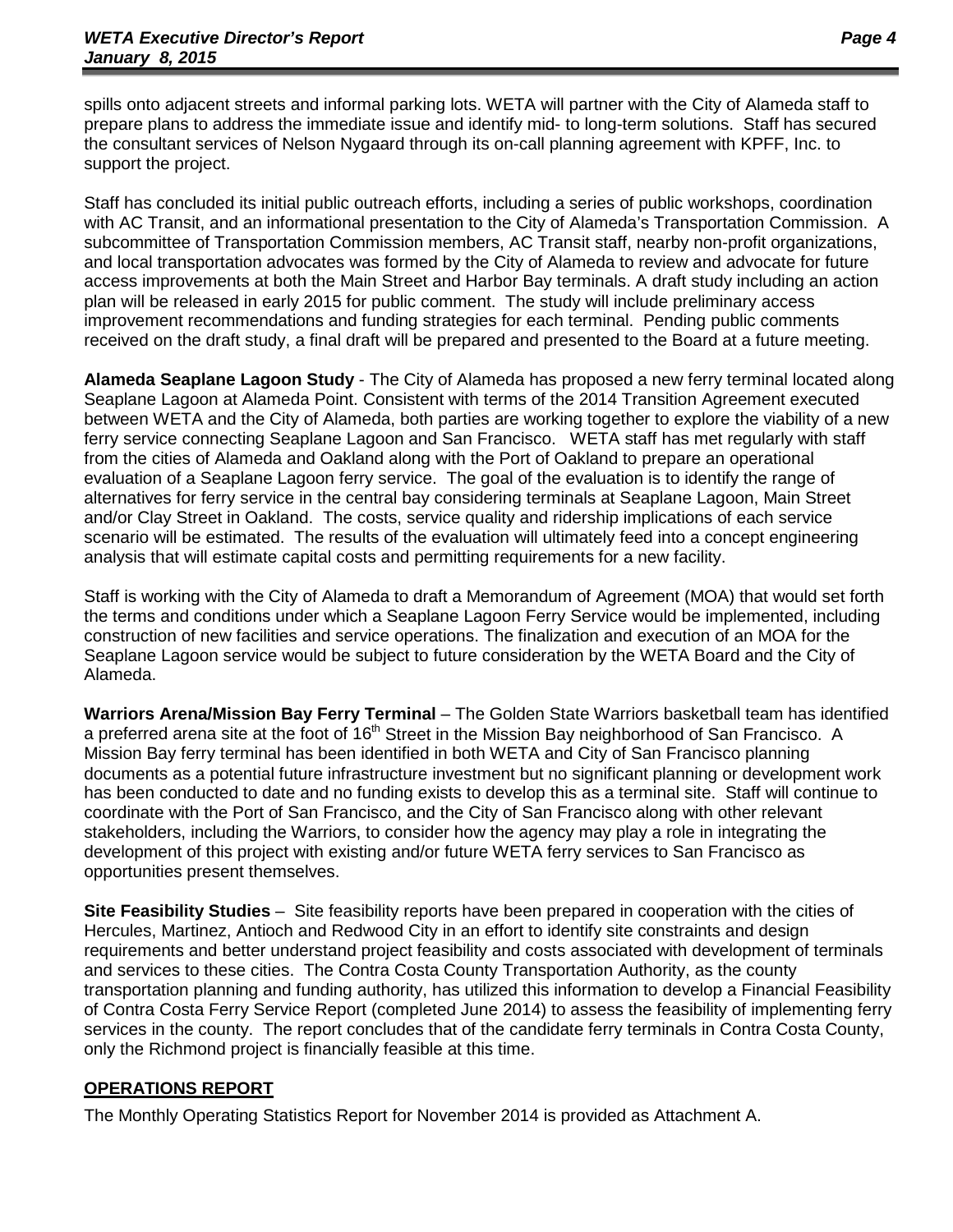spills onto adjacent streets and informal parking lots. WETA will partner with the City of Alameda staff to prepare plans to address the immediate issue and identify mid- to long-term solutions. Staff has secured the consultant services of Nelson Nygaard through its on-call planning agreement with KPFF, Inc. to support the project.

Staff has concluded its initial public outreach efforts, including a series of public workshops, coordination with AC Transit, and an informational presentation to the City of Alameda's Transportation Commission. A subcommittee of Transportation Commission members, AC Transit staff, nearby non-profit organizations, and local transportation advocates was formed by the City of Alameda to review and advocate for future access improvements at both the Main Street and Harbor Bay terminals. A draft study including an action plan will be released in early 2015 for public comment. The study will include preliminary access improvement recommendations and funding strategies for each terminal. Pending public comments received on the draft study, a final draft will be prepared and presented to the Board at a future meeting.

**Alameda Seaplane Lagoon Study** - The City of Alameda has proposed a new ferry terminal located along Seaplane Lagoon at Alameda Point. Consistent with terms of the 2014 Transition Agreement executed between WETA and the City of Alameda, both parties are working together to explore the viability of a new ferry service connecting Seaplane Lagoon and San Francisco. WETA staff has met regularly with staff from the cities of Alameda and Oakland along with the Port of Oakland to prepare an operational evaluation of a Seaplane Lagoon ferry service. The goal of the evaluation is to identify the range of alternatives for ferry service in the central bay considering terminals at Seaplane Lagoon, Main Street and/or Clay Street in Oakland. The costs, service quality and ridership implications of each service scenario will be estimated. The results of the evaluation will ultimately feed into a concept engineering analysis that will estimate capital costs and permitting requirements for a new facility.

Staff is working with the City of Alameda to draft a Memorandum of Agreement (MOA) that would set forth the terms and conditions under which a Seaplane Lagoon Ferry Service would be implemented, including construction of new facilities and service operations. The finalization and execution of an MOA for the Seaplane Lagoon service would be subject to future consideration by the WETA Board and the City of Alameda.

**Warriors Arena/Mission Bay Ferry Terminal** – The Golden State Warriors basketball team has identified a preferred arena site at the foot of 16th Street in the Mission Bay neighborhood of San Francisco. A Mission Bay ferry terminal has been identified in both WETA and City of San Francisco planning documents as a potential future infrastructure investment but no significant planning or development work has been conducted to date and no funding exists to develop this as a terminal site. Staff will continue to coordinate with the Port of San Francisco, and the City of San Francisco along with other relevant stakeholders, including the Warriors, to consider how the agency may play a role in integrating the development of this project with existing and/or future WETA ferry services to San Francisco as opportunities present themselves.

**Site Feasibility Studies** – Site feasibility reports have been prepared in cooperation with the cities of Hercules, Martinez, Antioch and Redwood City in an effort to identify site constraints and design requirements and better understand project feasibility and costs associated with development of terminals and services to these cities. The Contra Costa County Transportation Authority, as the county transportation planning and funding authority, has utilized this information to develop a Financial Feasibility of Contra Costa Ferry Service Report (completed June 2014) to assess the feasibility of implementing ferry services in the county. The report concludes that of the candidate ferry terminals in Contra Costa County, only the Richmond project is financially feasible at this time.

## OPERATIONS REPORT

The Monthly Operating Statistics Report for November 2014 is provided as Attachment A.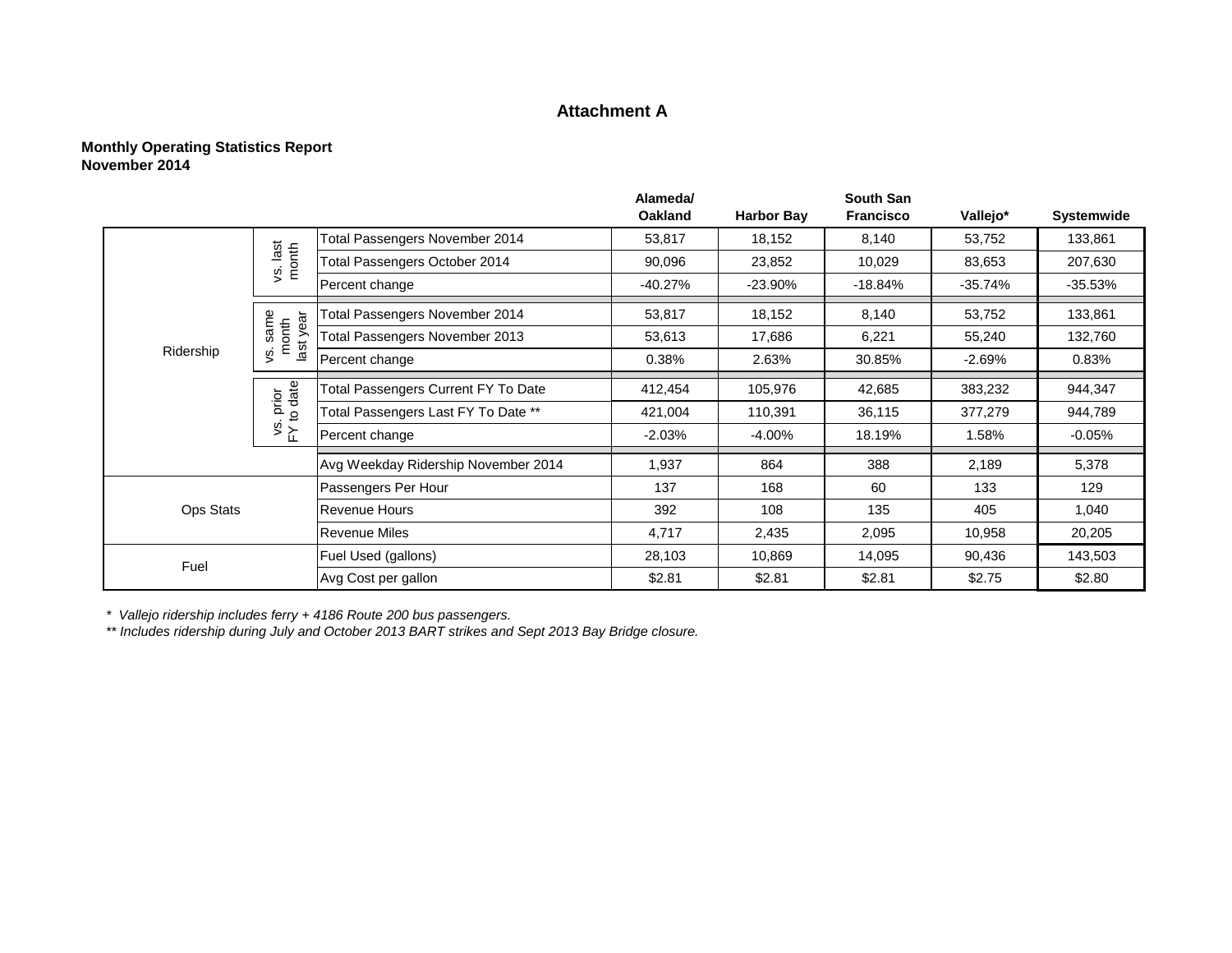# Attachment A

**Monthly Operating Statistics Report**
**November 2014**

| | | | Alameda/ Oakland | Harbor Bay | South San Francisco | Vallejo* | Systemwide |
|---|---|---|---|---|---|---|---|
| Ridership | vs. last month | Total Passengers November 2014 | 53,817 | 18,152 | 8,140 | 53,752 | 133,861 |
| | | Total Passengers October 2014 | 90,096 | 23,852 | 10,029 | 83,653 | 207,630 |
| | | Percent change | -40.27% | -23.90% | -18.84% | -35.74% | -35.53% |
| | vs. same month last year | Total Passengers November 2014 | 53,817 | 18,152 | 8,140 | 53,752 | 133,861 |
| | | Total Passengers November 2013 | 53,613 | 17,686 | 6,221 | 55,240 | 132,760 |
| | | Percent change | 0.38% | 2.63% | 30.85% | -2.69% | 0.83% |
| | vs. prior FY to date | Total Passengers Current FY To Date | 412,454 | 105,976 | 42,685 | 383,232 | 944,347 |
| | | Total Passengers Last FY To Date ** | 421,004 | 110,391 | 36,115 | 377,279 | 944,789 |
| | | Percent change | -2.03% | -4.00% | 18.19% | 1.58% | -0.05% |
| | | Avg Weekday Ridership November 2014 | 1,937 | 864 | 388 | 2,189 | 5,378 |
| Ops Stats | | Passengers Per Hour | 137 | 168 | 60 | 133 | 129 |
| | | Revenue Hours | 392 | 108 | 135 | 405 | 1,040 |
| | | Revenue Miles | 4,717 | 2,435 | 2,095 | 10,958 | 20,205 |
| Fuel | | Fuel Used (gallons) | 28,103 | 10,869 | 14,095 | 90,436 | 143,503 |
| | | Avg Cost per gallon | $2.81 | $2.81 | $2.81 | $2.75 | $2.80 |

*\* Vallejo ridership includes ferry + 4186 Route 200 bus passengers.*
*\*\* Includes ridership during July and October 2013 BART strikes and Sept 2013 Bay Bridge closure.*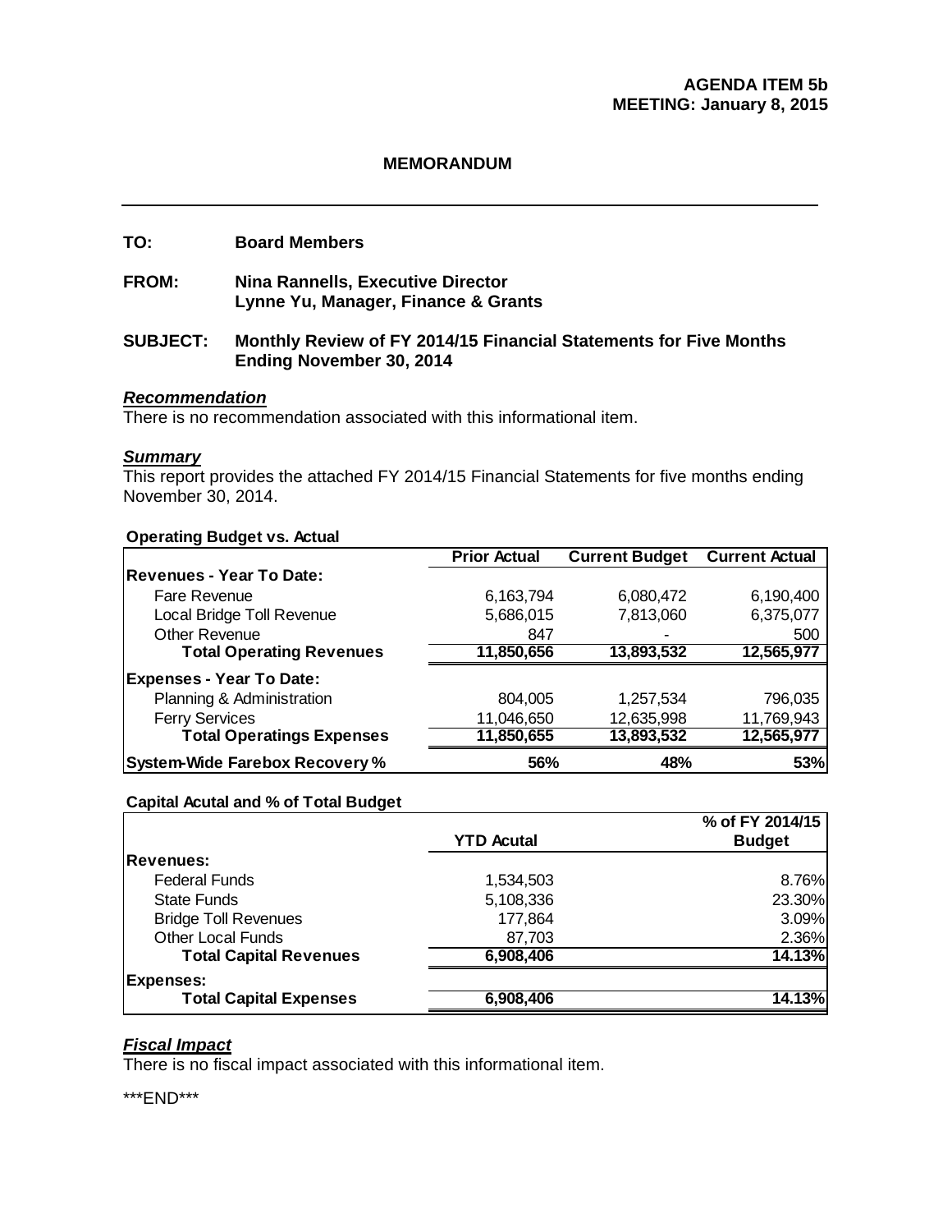**AGENDA ITEM 5b**
**MEETING: January 8, 2015**

## MEMORANDUM

---

**TO:** **Board Members**

**FROM:** **Nina Rannells, Executive Director**
**Lynne Yu, Manager, Finance & Grants**

**SUBJECT:** **Monthly Review of FY 2014/15 Financial Statements for Five Months Ending November 30, 2014**

***Recommendation***

There is no recommendation associated with this informational item.

***Summary***

This report provides the attached FY 2014/15 Financial Statements for five months ending November 30, 2014.

**Operating Budget vs. Actual**

| | Prior Actual | Current Budget | Current Actual |
|---|---|---|---|
| **Revenues - Year To Date:** | | | |
| Fare Revenue | 6,163,794 | 6,080,472 | 6,190,400 |
| Local Bridge Toll Revenue | 5,686,015 | 7,813,060 | 6,375,077 |
| Other Revenue | 847 | - | 500 |
| **Total Operating Revenues** | **11,850,656** | **13,893,532** | **12,565,977** |
| **Expenses - Year To Date:** | | | |
| Planning & Administration | 804,005 | 1,257,534 | 796,035 |
| Ferry Services | 11,046,650 | 12,635,998 | 11,769,943 |
| **Total Operatings Expenses** | **11,850,655** | **13,893,532** | **12,565,977** |
| **System-Wide Farebox Recovery %** | **56%** | **48%** | **53%** |

**Capital Acutal and % of Total Budget**

| | YTD Acutal | % of FY 2014/15 Budget |
|---|---|---|
| **Revenues:** | | |
| Federal Funds | 1,534,503 | 8.76% |
| State Funds | 5,108,336 | 23.30% |
| Bridge Toll Revenues | 177,864 | 3.09% |
| Other Local Funds | 87,703 | 2.36% |
| **Total Capital Revenues** | **6,908,406** | **14.13%** |
| **Expenses:** | | |
| **Total Capital Expenses** | **6,908,406** | **14.13%** |

***Fiscal Impact***

There is no fiscal impact associated with this informational item.

\*\*\*END\*\*\*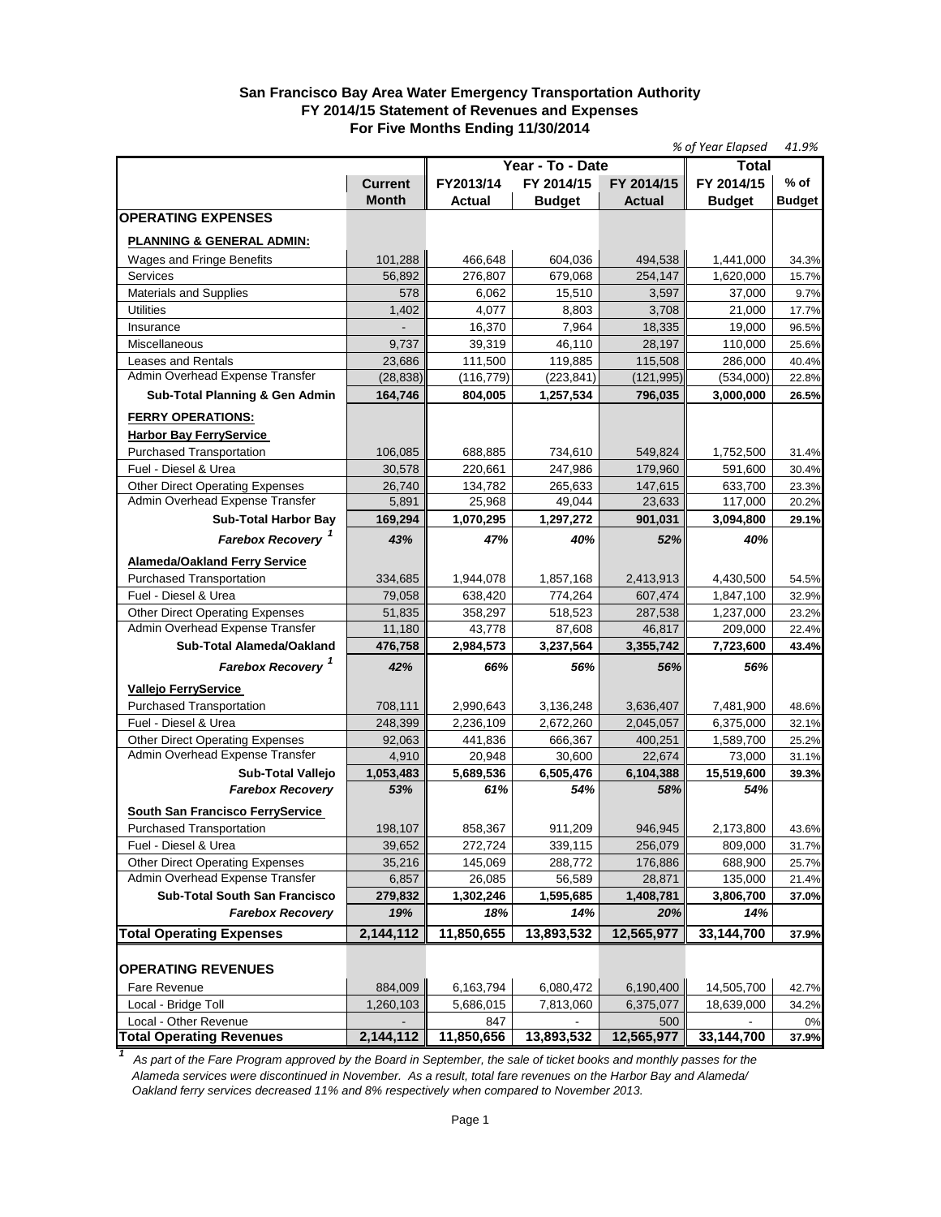**San Francisco Bay Area Water Emergency Transportation Authority**
**FY 2014/15 Statement of Revenues and Expenses**
**For Five Months Ending 11/30/2014**

*% of Year Elapsed* *41.9%*

| | Current Month | Year - To - Date FY2013/14 Actual | FY 2014/15 Budget | FY 2014/15 Actual | Total FY 2014/15 Budget | % of Budget |
|---|---|---|---|---|---|---|
| **OPERATING EXPENSES** | | | | | | |
| **PLANNING & GENERAL ADMIN:** | | | | | | |
| Wages and Fringe Benefits | 101,288 | 466,648 | 604,036 | 494,538 | 1,441,000 | 34.3% |
| Services | 56,892 | 276,807 | 679,068 | 254,147 | 1,620,000 | 15.7% |
| Materials and Supplies | 578 | 6,062 | 15,510 | 3,597 | 37,000 | 9.7% |
| Utilities | 1,402 | 4,077 | 8,803 | 3,708 | 21,000 | 17.7% |
| Insurance | - | 16,370 | 7,964 | 18,335 | 19,000 | 96.5% |
| Miscellaneous | 9,737 | 39,319 | 46,110 | 28,197 | 110,000 | 25.6% |
| Leases and Rentals | 23,686 | 111,500 | 119,885 | 115,508 | 286,000 | 40.4% |
| Admin Overhead Expense Transfer | (28,838) | (116,779) | (223,841) | (121,995) | (534,000) | 22.8% |
| **Sub-Total Planning & Gen Admin** | **164,746** | **804,005** | **1,257,534** | **796,035** | **3,000,000** | **26.5%** |
| **FERRY OPERATIONS:** | | | | | | |
| **Harbor Bay FerryService** | | | | | | |
| Purchased Transportation | 106,085 | 688,885 | 734,610 | 549,824 | 1,752,500 | 31.4% |
| Fuel - Diesel & Urea | 30,578 | 220,661 | 247,986 | 179,960 | 591,600 | 30.4% |
| Other Direct Operating Expenses | 26,740 | 134,782 | 265,633 | 147,615 | 633,700 | 23.3% |
| Admin Overhead Expense Transfer | 5,891 | 25,968 | 49,044 | 23,633 | 117,000 | 20.2% |
| **Sub-Total Harbor Bay** | **169,294** | **1,070,295** | **1,297,272** | **901,031** | **3,094,800** | **29.1%** |
| ***Farebox Recovery [1]*** | ***43%*** | ***47%*** | ***40%*** | ***52%*** | ***40%*** | |
| **Alameda/Oakland Ferry Service** | | | | | | |
| Purchased Transportation | 334,685 | 1,944,078 | 1,857,168 | 2,413,913 | 4,430,500 | 54.5% |
| Fuel - Diesel & Urea | 79,058 | 638,420 | 774,264 | 607,474 | 1,847,100 | 32.9% |
| Other Direct Operating Expenses | 51,835 | 358,297 | 518,523 | 287,538 | 1,237,000 | 23.2% |
| Admin Overhead Expense Transfer | 11,180 | 43,778 | 87,608 | 46,817 | 209,000 | 22.4% |
| **Sub-Total Alameda/Oakland** | **476,758** | **2,984,573** | **3,237,564** | **3,355,742** | **7,723,600** | **43.4%** |
| ***Farebox Recovery [1]*** | ***42%*** | ***66%*** | ***56%*** | ***56%*** | ***56%*** | |
| **Vallejo FerryService** | | | | | | |
| Purchased Transportation | 708,111 | 2,990,643 | 3,136,248 | 3,636,407 | 7,481,900 | 48.6% |
| Fuel - Diesel & Urea | 248,399 | 2,236,109 | 2,672,260 | 2,045,057 | 6,375,000 | 32.1% |
| Other Direct Operating Expenses | 92,063 | 441,836 | 666,367 | 400,251 | 1,589,700 | 25.2% |
| Admin Overhead Expense Transfer | 4,910 | 20,948 | 30,600 | 22,674 | 73,000 | 31.1% |
| **Sub-Total Vallejo** | **1,053,483** | **5,689,536** | **6,505,476** | **6,104,388** | **15,519,600** | **39.3%** |
| ***Farebox Recovery*** | ***53%*** | ***61%*** | ***54%*** | ***58%*** | ***54%*** | |
| **South San Francisco FerryService** | | | | | | |
| Purchased Transportation | 198,107 | 858,367 | 911,209 | 946,945 | 2,173,800 | 43.6% |
| Fuel - Diesel & Urea | 39,652 | 272,724 | 339,115 | 256,079 | 809,000 | 31.7% |
| Other Direct Operating Expenses | 35,216 | 145,069 | 288,772 | 176,886 | 688,900 | 25.7% |
| Admin Overhead Expense Transfer | 6,857 | 26,085 | 56,589 | 28,871 | 135,000 | 21.4% |
| **Sub-Total South San Francisco** | **279,832** | **1,302,246** | **1,595,685** | **1,408,781** | **3,806,700** | **37.0%** |
| ***Farebox Recovery*** | ***19%*** | ***18%*** | ***14%*** | ***20%*** | ***14%*** | |
| **Total Operating Expenses** | **2,144,112** | **11,850,655** | **13,893,532** | **12,565,977** | **33,144,700** | **37.9%** |
| **OPERATING REVENUES** | | | | | | |
| Fare Revenue | 884,009 | 6,163,794 | 6,080,472 | 6,190,400 | 14,505,700 | 42.7% |
| Local - Bridge Toll | 1,260,103 | 5,686,015 | 7,813,060 | 6,375,077 | 18,639,000 | 34.2% |
| Local - Other Revenue | - | 847 | - | 500 | - | 0% |
| **Total Operating Revenues** | **2,144,112** | **11,850,656** | **13,893,532** | **12,565,977** | **33,144,700** | **37.9%** |

[1] As part of the Fare Program approved by the Board in September, the sale of ticket books and monthly passes for the Alameda services were discontinued in November. As a result, total fare revenues on the Harbor Bay and Alameda/ Oakland ferry services decreased 11% and 8% respectively when compared to November 2013.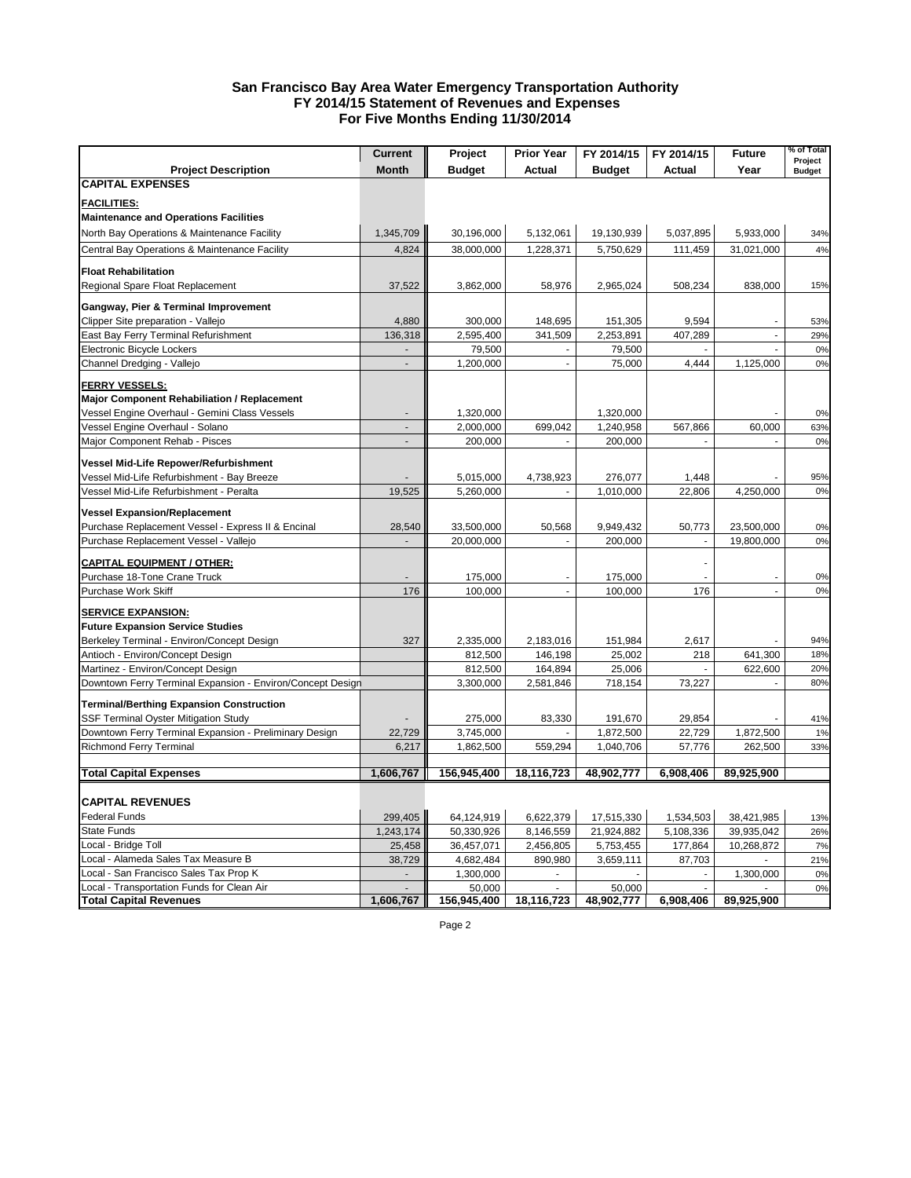# San Francisco Bay Area Water Emergency Transportation Authority
## FY 2014/15 Statement of Revenues and Expenses
## For Five Months Ending 11/30/2014

| Project Description | Current Month | Project Budget | Prior Year Actual | FY 2014/15 Budget | FY 2014/15 Actual | Future Year | % of Total Project Budget |
|---|---|---|---|---|---|---|---|
| **CAPITAL EXPENSES** | | | | | | | |
| **FACILITIES:** | | | | | | | |
| **Maintenance and Operations Facilities** | | | | | | | |
| North Bay Operations & Maintenance Facility | 1,345,709 | 30,196,000 | 5,132,061 | 19,130,939 | 5,037,895 | 5,933,000 | 34% |
| Central Bay Operations & Maintenance Facility | 4,824 | 38,000,000 | 1,228,371 | 5,750,629 | 111,459 | 31,021,000 | 4% |
| **Float Rehabilitation** | | | | | | | |
| Regional Spare Float Replacement | 37,522 | 3,862,000 | 58,976 | 2,965,024 | 508,234 | 838,000 | 15% |
| **Gangway, Pier & Terminal Improvement** | | | | | | | |
| Clipper Site preparation - Vallejo | 4,880 | 300,000 | 148,695 | 151,305 | 9,594 | - | 53% |
| East Bay Ferry Terminal Refurishment | 136,318 | 2,595,400 | 341,509 | 2,253,891 | 407,289 | - | 29% |
| Electronic Bicycle Lockers | - | 79,500 | - | 79,500 | - | - | 0% |
| Channel Dredging - Vallejo | - | 1,200,000 | - | 75,000 | 4,444 | 1,125,000 | 0% |
| **FERRY VESSELS:** | | | | | | | |
| **Major Component Rehabiliation / Replacement** | | | | | | | |
| Vessel Engine Overhaul - Gemini Class Vessels | - | 1,320,000 | | 1,320,000 | | - | 0% |
| Vessel Engine Overhaul - Solano | - | 2,000,000 | 699,042 | 1,240,958 | 567,866 | 60,000 | 63% |
| Major Component Rehab - Pisces | - | 200,000 | - | 200,000 | - | - | 0% |
| **Vessel Mid-Life Repower/Refurbishment** | | | | | | | |
| Vessel Mid-Life Refurbishment - Bay Breeze | - | 5,015,000 | 4,738,923 | 276,077 | 1,448 | - | 95% |
| Vessel Mid-Life Refurbishment - Peralta | 19,525 | 5,260,000 | - | 1,010,000 | 22,806 | 4,250,000 | 0% |
| **Vessel Expansion/Replacement** | | | | | | | |
| Purchase Replacement Vessel - Express II & Encinal | 28,540 | 33,500,000 | 50,568 | 9,949,432 | 50,773 | 23,500,000 | 0% |
| Purchase Replacement Vessel - Vallejo | - | 20,000,000 | - | 200,000 | - | 19,800,000 | 0% |
| **CAPITAL EQUIPMENT / OTHER:** | | | | | - | | |
| Purchase 18-Tone Crane Truck | - | 175,000 | - | 175,000 | - | - | 0% |
| Purchase Work Skiff | 176 | 100,000 | - | 100,000 | 176 | - | 0% |
| **SERVICE EXPANSION:** | | | | | | | |
| **Future Expansion Service Studies** | | | | | | | |
| Berkeley Terminal - Environ/Concept Design | 327 | 2,335,000 | 2,183,016 | 151,984 | 2,617 | - | 94% |
| Antioch - Environ/Concept Design | | 812,500 | 146,198 | 25,002 | 218 | 641,300 | 18% |
| Martinez - Environ/Concept Design | | 812,500 | 164,894 | 25,006 | - | 622,600 | 20% |
| Downtown Ferry Terminal Expansion - Environ/Concept Design | | 3,300,000 | 2,581,846 | 718,154 | 73,227 | - | 80% |
| **Terminal/Berthing Expansion Construction** | | | | | | | |
| SSF Terminal Oyster Mitigation Study | - | 275,000 | 83,330 | 191,670 | 29,854 | - | 41% |
| Downtown Ferry Terminal Expansion - Preliminary Design | 22,729 | 3,745,000 | - | 1,872,500 | 22,729 | 1,872,500 | 1% |
| Richmond Ferry Terminal | 6,217 | 1,862,500 | 559,294 | 1,040,706 | 57,776 | 262,500 | 33% |
| **Total Capital Expenses** | **1,606,767** | **156,945,400** | **18,116,723** | **48,902,777** | **6,908,406** | **89,925,900** | |
| **CAPITAL REVENUES** | | | | | | | |
| Federal Funds | 299,405 | 64,124,919 | 6,622,379 | 17,515,330 | 1,534,503 | 38,421,985 | 13% |
| State Funds | 1,243,174 | 50,330,926 | 8,146,559 | 21,924,882 | 5,108,336 | 39,935,042 | 26% |
| Local - Bridge Toll | 25,458 | 36,457,071 | 2,456,805 | 5,753,455 | 177,864 | 10,268,872 | 7% |
| Local - Alameda Sales Tax Measure B | 38,729 | 4,682,484 | 890,980 | 3,659,111 | 87,703 | - | 21% |
| Local - San Francisco Sales Tax Prop K | - | 1,300,000 | - | - | - | 1,300,000 | 0% |
| Local - Transportation Funds for Clean Air | - | 50,000 | - | 50,000 | - | - | 0% |
| **Total Capital Revenues** | **1,606,767** | **156,945,400** | **18,116,723** | **48,902,777** | **6,908,406** | **89,925,900** | |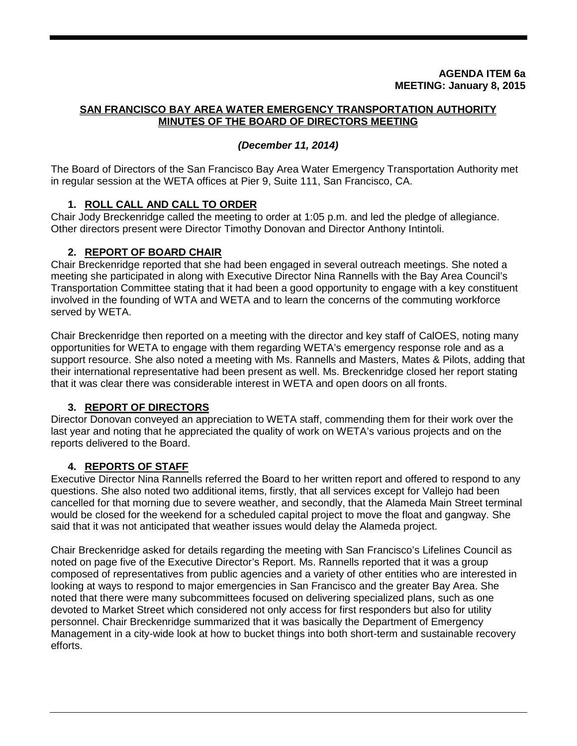**AGENDA ITEM 6a**
**MEETING: January 8, 2015**

## SAN FRANCISCO BAY AREA WATER EMERGENCY TRANSPORTATION AUTHORITY MINUTES OF THE BOARD OF DIRECTORS MEETING

***(December 11, 2014)***

The Board of Directors of the San Francisco Bay Area Water Emergency Transportation Authority met in regular session at the WETA offices at Pier 9, Suite 111, San Francisco, CA.

### 1. ROLL CALL AND CALL TO ORDER

Chair Jody Breckenridge called the meeting to order at 1:05 p.m. and led the pledge of allegiance. Other directors present were Director Timothy Donovan and Director Anthony Intintoli.

### 2. REPORT OF BOARD CHAIR

Chair Breckenridge reported that she had been engaged in several outreach meetings. She noted a meeting she participated in along with Executive Director Nina Rannells with the Bay Area Council's Transportation Committee stating that it had been a good opportunity to engage with a key constituent involved in the founding of WTA and WETA and to learn the concerns of the commuting workforce served by WETA.

Chair Breckenridge then reported on a meeting with the director and key staff of CalOES, noting many opportunities for WETA to engage with them regarding WETA's emergency response role and as a support resource. She also noted a meeting with Ms. Rannells and Masters, Mates & Pilots, adding that their international representative had been present as well. Ms. Breckenridge closed her report stating that it was clear there was considerable interest in WETA and open doors on all fronts.

### 3. REPORT OF DIRECTORS

Director Donovan conveyed an appreciation to WETA staff, commending them for their work over the last year and noting that he appreciated the quality of work on WETA's various projects and on the reports delivered to the Board.

### 4. REPORTS OF STAFF

Executive Director Nina Rannells referred the Board to her written report and offered to respond to any questions. She also noted two additional items, firstly, that all services except for Vallejo had been cancelled for that morning due to severe weather, and secondly, that the Alameda Main Street terminal would be closed for the weekend for a scheduled capital project to move the float and gangway. She said that it was not anticipated that weather issues would delay the Alameda project.

Chair Breckenridge asked for details regarding the meeting with San Francisco's Lifelines Council as noted on page five of the Executive Director's Report. Ms. Rannells reported that it was a group composed of representatives from public agencies and a variety of other entities who are interested in looking at ways to respond to major emergencies in San Francisco and the greater Bay Area. She noted that there were many subcommittees focused on delivering specialized plans, such as one devoted to Market Street which considered not only access for first responders but also for utility personnel. Chair Breckenridge summarized that it was basically the Department of Emergency Management in a city-wide look at how to bucket things into both short-term and sustainable recovery efforts.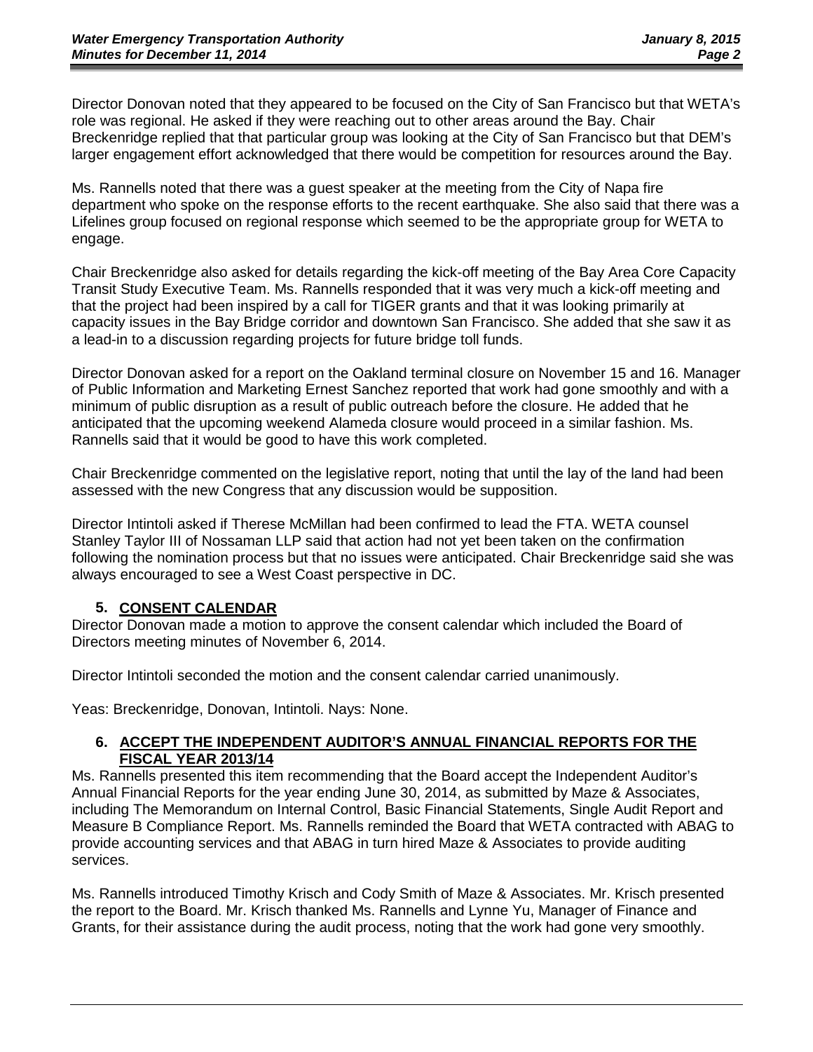Director Donovan noted that they appeared to be focused on the City of San Francisco but that WETA's role was regional. He asked if they were reaching out to other areas around the Bay. Chair Breckenridge replied that that particular group was looking at the City of San Francisco but that DEM's larger engagement effort acknowledged that there would be competition for resources around the Bay.

Ms. Rannells noted that there was a guest speaker at the meeting from the City of Napa fire department who spoke on the response efforts to the recent earthquake. She also said that there was a Lifelines group focused on regional response which seemed to be the appropriate group for WETA to engage.

Chair Breckenridge also asked for details regarding the kick-off meeting of the Bay Area Core Capacity Transit Study Executive Team. Ms. Rannells responded that it was very much a kick-off meeting and that the project had been inspired by a call for TIGER grants and that it was looking primarily at capacity issues in the Bay Bridge corridor and downtown San Francisco. She added that she saw it as a lead-in to a discussion regarding projects for future bridge toll funds.

Director Donovan asked for a report on the Oakland terminal closure on November 15 and 16. Manager of Public Information and Marketing Ernest Sanchez reported that work had gone smoothly and with a minimum of public disruption as a result of public outreach before the closure. He added that he anticipated that the upcoming weekend Alameda closure would proceed in a similar fashion. Ms. Rannells said that it would be good to have this work completed.

Chair Breckenridge commented on the legislative report, noting that until the lay of the land had been assessed with the new Congress that any discussion would be supposition.

Director Intintoli asked if Therese McMillan had been confirmed to lead the FTA. WETA counsel Stanley Taylor III of Nossaman LLP said that action had not yet been taken on the confirmation following the nomination process but that no issues were anticipated. Chair Breckenridge said she was always encouraged to see a West Coast perspective in DC.

## 5. CONSENT CALENDAR

Director Donovan made a motion to approve the consent calendar which included the Board of Directors meeting minutes of November 6, 2014.

Director Intintoli seconded the motion and the consent calendar carried unanimously.

Yeas: Breckenridge, Donovan, Intintoli. Nays: None.

## 6. ACCEPT THE INDEPENDENT AUDITOR'S ANNUAL FINANCIAL REPORTS FOR THE FISCAL YEAR 2013/14

Ms. Rannells presented this item recommending that the Board accept the Independent Auditor's Annual Financial Reports for the year ending June 30, 2014, as submitted by Maze & Associates, including The Memorandum on Internal Control, Basic Financial Statements, Single Audit Report and Measure B Compliance Report. Ms. Rannells reminded the Board that WETA contracted with ABAG to provide accounting services and that ABAG in turn hired Maze & Associates to provide auditing services.

Ms. Rannells introduced Timothy Krisch and Cody Smith of Maze & Associates. Mr. Krisch presented the report to the Board. Mr. Krisch thanked Ms. Rannells and Lynne Yu, Manager of Finance and Grants, for their assistance during the audit process, noting that the work had gone very smoothly.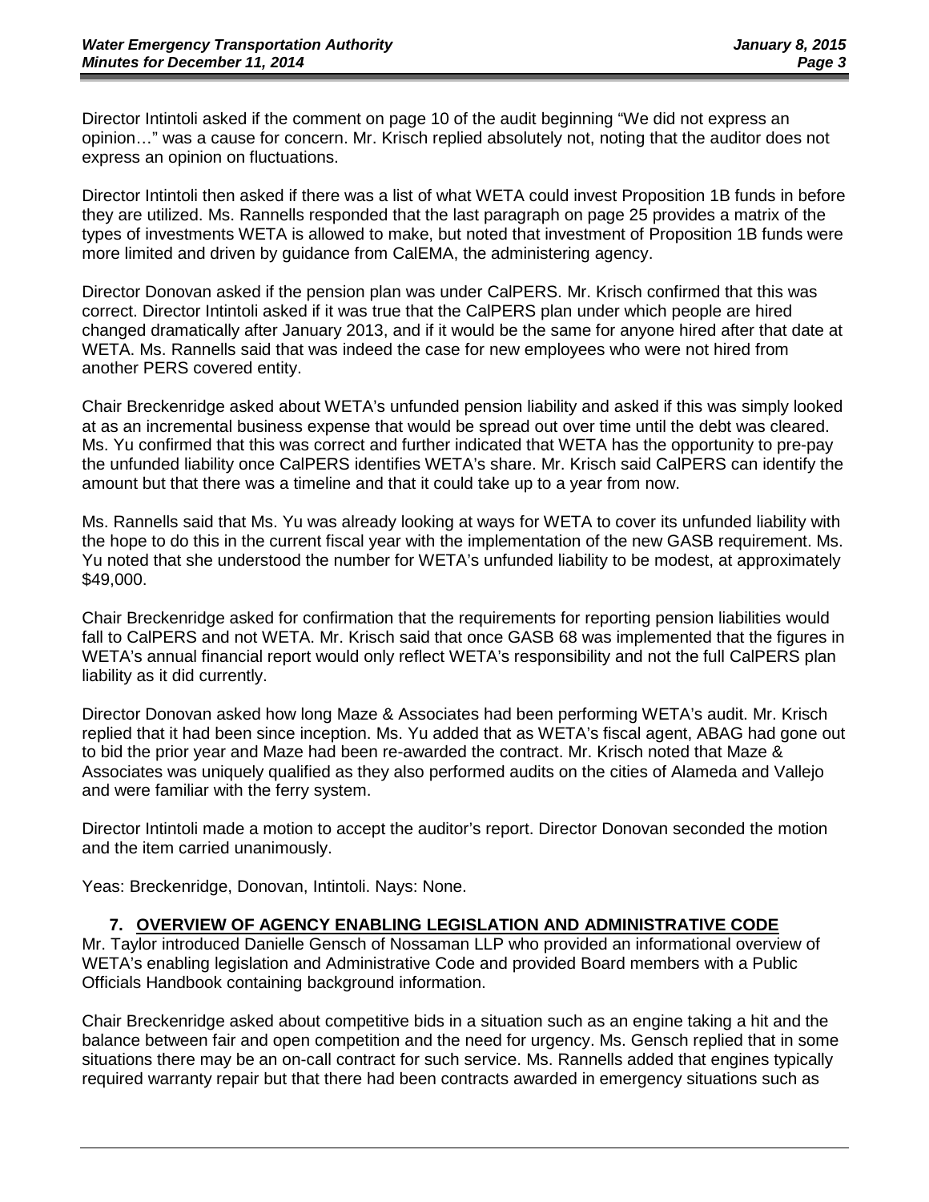Director Intintoli asked if the comment on page 10 of the audit beginning "We did not express an opinion…" was a cause for concern. Mr. Krisch replied absolutely not, noting that the auditor does not express an opinion on fluctuations.

Director Intintoli then asked if there was a list of what WETA could invest Proposition 1B funds in before they are utilized. Ms. Rannells responded that the last paragraph on page 25 provides a matrix of the types of investments WETA is allowed to make, but noted that investment of Proposition 1B funds were more limited and driven by guidance from CalEMA, the administering agency.

Director Donovan asked if the pension plan was under CalPERS. Mr. Krisch confirmed that this was correct. Director Intintoli asked if it was true that the CalPERS plan under which people are hired changed dramatically after January 2013, and if it would be the same for anyone hired after that date at WETA. Ms. Rannells said that was indeed the case for new employees who were not hired from another PERS covered entity.

Chair Breckenridge asked about WETA's unfunded pension liability and asked if this was simply looked at as an incremental business expense that would be spread out over time until the debt was cleared. Ms. Yu confirmed that this was correct and further indicated that WETA has the opportunity to pre-pay the unfunded liability once CalPERS identifies WETA's share. Mr. Krisch said CalPERS can identify the amount but that there was a timeline and that it could take up to a year from now.

Ms. Rannells said that Ms. Yu was already looking at ways for WETA to cover its unfunded liability with the hope to do this in the current fiscal year with the implementation of the new GASB requirement. Ms. Yu noted that she understood the number for WETA's unfunded liability to be modest, at approximately $49,000.

Chair Breckenridge asked for confirmation that the requirements for reporting pension liabilities would fall to CalPERS and not WETA. Mr. Krisch said that once GASB 68 was implemented that the figures in WETA's annual financial report would only reflect WETA's responsibility and not the full CalPERS plan liability as it did currently.

Director Donovan asked how long Maze & Associates had been performing WETA's audit. Mr. Krisch replied that it had been since inception. Ms. Yu added that as WETA's fiscal agent, ABAG had gone out to bid the prior year and Maze had been re-awarded the contract. Mr. Krisch noted that Maze & Associates was uniquely qualified as they also performed audits on the cities of Alameda and Vallejo and were familiar with the ferry system.

Director Intintoli made a motion to accept the auditor's report. Director Donovan seconded the motion and the item carried unanimously.

Yeas: Breckenridge, Donovan, Intintoli. Nays: None.

## 7. OVERVIEW OF AGENCY ENABLING LEGISLATION AND ADMINISTRATIVE CODE

Mr. Taylor introduced Danielle Gensch of Nossaman LLP who provided an informational overview of WETA's enabling legislation and Administrative Code and provided Board members with a Public Officials Handbook containing background information.

Chair Breckenridge asked about competitive bids in a situation such as an engine taking a hit and the balance between fair and open competition and the need for urgency. Ms. Gensch replied that in some situations there may be an on-call contract for such service. Ms. Rannells added that engines typically required warranty repair but that there had been contracts awarded in emergency situations such as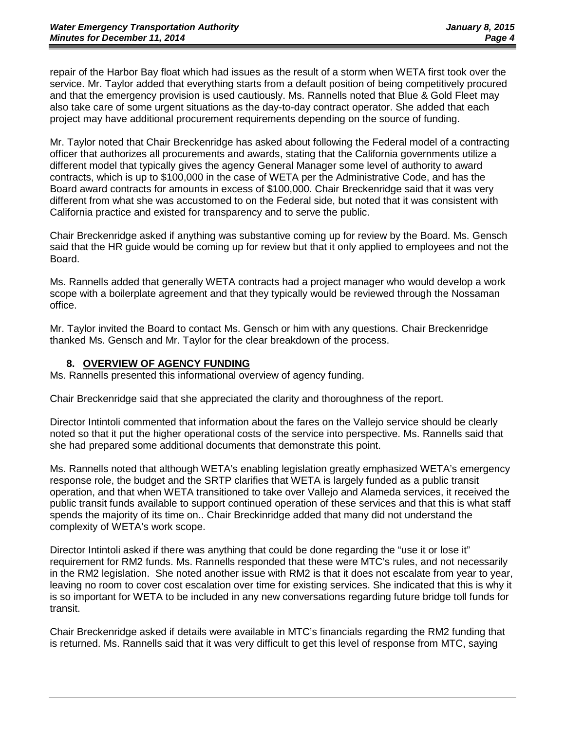repair of the Harbor Bay float which had issues as the result of a storm when WETA first took over the service. Mr. Taylor added that everything starts from a default position of being competitively procured and that the emergency provision is used cautiously. Ms. Rannells noted that Blue & Gold Fleet may also take care of some urgent situations as the day-to-day contract operator. She added that each project may have additional procurement requirements depending on the source of funding.

Mr. Taylor noted that Chair Breckenridge has asked about following the Federal model of a contracting officer that authorizes all procurements and awards, stating that the California governments utilize a different model that typically gives the agency General Manager some level of authority to award contracts, which is up to $100,000 in the case of WETA per the Administrative Code, and has the Board award contracts for amounts in excess of $100,000. Chair Breckenridge said that it was very different from what she was accustomed to on the Federal side, but noted that it was consistent with California practice and existed for transparency and to serve the public.

Chair Breckenridge asked if anything was substantive coming up for review by the Board. Ms. Gensch said that the HR guide would be coming up for review but that it only applied to employees and not the Board.

Ms. Rannells added that generally WETA contracts had a project manager who would develop a work scope with a boilerplate agreement and that they typically would be reviewed through the Nossaman office.

Mr. Taylor invited the Board to contact Ms. Gensch or him with any questions. Chair Breckenridge thanked Ms. Gensch and Mr. Taylor for the clear breakdown of the process.

## 8. OVERVIEW OF AGENCY FUNDING

Ms. Rannells presented this informational overview of agency funding.

Chair Breckenridge said that she appreciated the clarity and thoroughness of the report.

Director Intintoli commented that information about the fares on the Vallejo service should be clearly noted so that it put the higher operational costs of the service into perspective. Ms. Rannells said that she had prepared some additional documents that demonstrate this point.

Ms. Rannells noted that although WETA's enabling legislation greatly emphasized WETA's emergency response role, the budget and the SRTP clarifies that WETA is largely funded as a public transit operation, and that when WETA transitioned to take over Vallejo and Alameda services, it received the public transit funds available to support continued operation of these services and that this is what staff spends the majority of its time on.. Chair Breckinridge added that many did not understand the complexity of WETA's work scope.

Director Intintoli asked if there was anything that could be done regarding the "use it or lose it" requirement for RM2 funds. Ms. Rannells responded that these were MTC's rules, and not necessarily in the RM2 legislation. She noted another issue with RM2 is that it does not escalate from year to year, leaving no room to cover cost escalation over time for existing services. She indicated that this is why it is so important for WETA to be included in any new conversations regarding future bridge toll funds for transit.

Chair Breckenridge asked if details were available in MTC's financials regarding the RM2 funding that is returned. Ms. Rannells said that it was very difficult to get this level of response from MTC, saying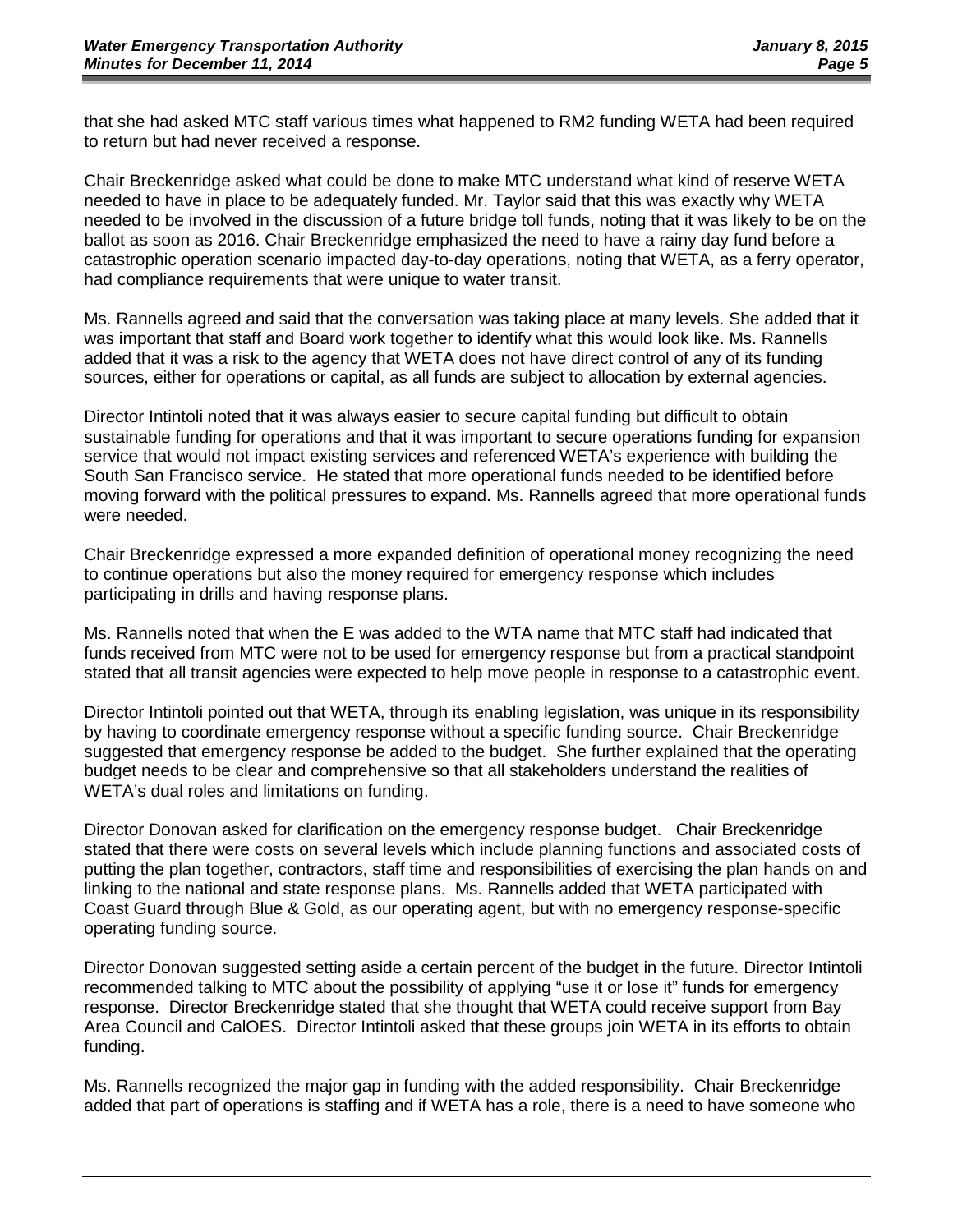that she had asked MTC staff various times what happened to RM2 funding WETA had been required to return but had never received a response.

Chair Breckenridge asked what could be done to make MTC understand what kind of reserve WETA needed to have in place to be adequately funded. Mr. Taylor said that this was exactly why WETA needed to be involved in the discussion of a future bridge toll funds, noting that it was likely to be on the ballot as soon as 2016. Chair Breckenridge emphasized the need to have a rainy day fund before a catastrophic operation scenario impacted day-to-day operations, noting that WETA, as a ferry operator, had compliance requirements that were unique to water transit.

Ms. Rannells agreed and said that the conversation was taking place at many levels. She added that it was important that staff and Board work together to identify what this would look like. Ms. Rannells added that it was a risk to the agency that WETA does not have direct control of any of its funding sources, either for operations or capital, as all funds are subject to allocation by external agencies.

Director Intintoli noted that it was always easier to secure capital funding but difficult to obtain sustainable funding for operations and that it was important to secure operations funding for expansion service that would not impact existing services and referenced WETA's experience with building the South San Francisco service. He stated that more operational funds needed to be identified before moving forward with the political pressures to expand. Ms. Rannells agreed that more operational funds were needed.

Chair Breckenridge expressed a more expanded definition of operational money recognizing the need to continue operations but also the money required for emergency response which includes participating in drills and having response plans.

Ms. Rannells noted that when the E was added to the WTA name that MTC staff had indicated that funds received from MTC were not to be used for emergency response but from a practical standpoint stated that all transit agencies were expected to help move people in response to a catastrophic event.

Director Intintoli pointed out that WETA, through its enabling legislation, was unique in its responsibility by having to coordinate emergency response without a specific funding source. Chair Breckenridge suggested that emergency response be added to the budget. She further explained that the operating budget needs to be clear and comprehensive so that all stakeholders understand the realities of WETA's dual roles and limitations on funding.

Director Donovan asked for clarification on the emergency response budget. Chair Breckenridge stated that there were costs on several levels which include planning functions and associated costs of putting the plan together, contractors, staff time and responsibilities of exercising the plan hands on and linking to the national and state response plans. Ms. Rannells added that WETA participated with Coast Guard through Blue & Gold, as our operating agent, but with no emergency response-specific operating funding source.

Director Donovan suggested setting aside a certain percent of the budget in the future. Director Intintoli recommended talking to MTC about the possibility of applying "use it or lose it" funds for emergency response. Director Breckenridge stated that she thought that WETA could receive support from Bay Area Council and CalOES. Director Intintoli asked that these groups join WETA in its efforts to obtain funding.

Ms. Rannells recognized the major gap in funding with the added responsibility. Chair Breckenridge added that part of operations is staffing and if WETA has a role, there is a need to have someone who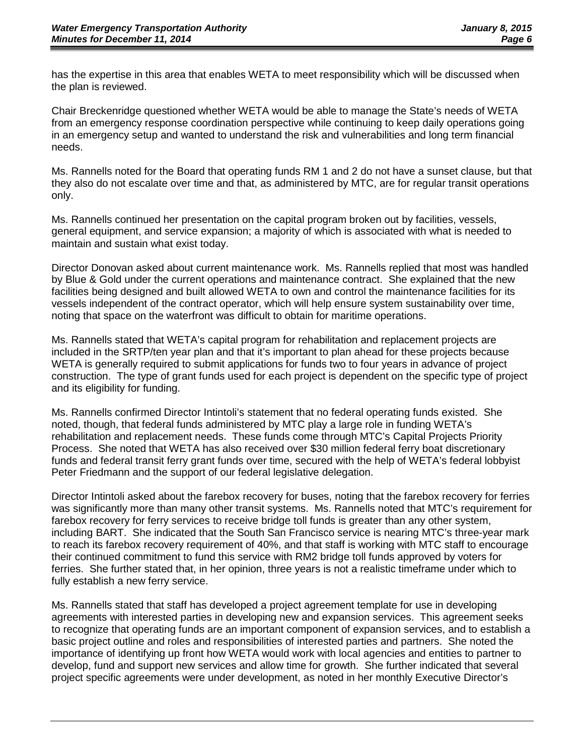has the expertise in this area that enables WETA to meet responsibility which will be discussed when the plan is reviewed.

Chair Breckenridge questioned whether WETA would be able to manage the State's needs of WETA from an emergency response coordination perspective while continuing to keep daily operations going in an emergency setup and wanted to understand the risk and vulnerabilities and long term financial needs.

Ms. Rannells noted for the Board that operating funds RM 1 and 2 do not have a sunset clause, but that they also do not escalate over time and that, as administered by MTC, are for regular transit operations only.

Ms. Rannells continued her presentation on the capital program broken out by facilities, vessels, general equipment, and service expansion; a majority of which is associated with what is needed to maintain and sustain what exist today.

Director Donovan asked about current maintenance work. Ms. Rannells replied that most was handled by Blue & Gold under the current operations and maintenance contract. She explained that the new facilities being designed and built allowed WETA to own and control the maintenance facilities for its vessels independent of the contract operator, which will help ensure system sustainability over time, noting that space on the waterfront was difficult to obtain for maritime operations.

Ms. Rannells stated that WETA's capital program for rehabilitation and replacement projects are included in the SRTP/ten year plan and that it's important to plan ahead for these projects because WETA is generally required to submit applications for funds two to four years in advance of project construction. The type of grant funds used for each project is dependent on the specific type of project and its eligibility for funding.

Ms. Rannells confirmed Director Intintoli's statement that no federal operating funds existed. She noted, though, that federal funds administered by MTC play a large role in funding WETA's rehabilitation and replacement needs. These funds come through MTC's Capital Projects Priority Process. She noted that WETA has also received over $30 million federal ferry boat discretionary funds and federal transit ferry grant funds over time, secured with the help of WETA's federal lobbyist Peter Friedmann and the support of our federal legislative delegation.

Director Intintoli asked about the farebox recovery for buses, noting that the farebox recovery for ferries was significantly more than many other transit systems. Ms. Rannells noted that MTC's requirement for farebox recovery for ferry services to receive bridge toll funds is greater than any other system, including BART. She indicated that the South San Francisco service is nearing MTC's three-year mark to reach its farebox recovery requirement of 40%, and that staff is working with MTC staff to encourage their continued commitment to fund this service with RM2 bridge toll funds approved by voters for ferries. She further stated that, in her opinion, three years is not a realistic timeframe under which to fully establish a new ferry service.

Ms. Rannells stated that staff has developed a project agreement template for use in developing agreements with interested parties in developing new and expansion services. This agreement seeks to recognize that operating funds are an important component of expansion services, and to establish a basic project outline and roles and responsibilities of interested parties and partners. She noted the importance of identifying up front how WETA would work with local agencies and entities to partner to develop, fund and support new services and allow time for growth. She further indicated that several project specific agreements were under development, as noted in her monthly Executive Director's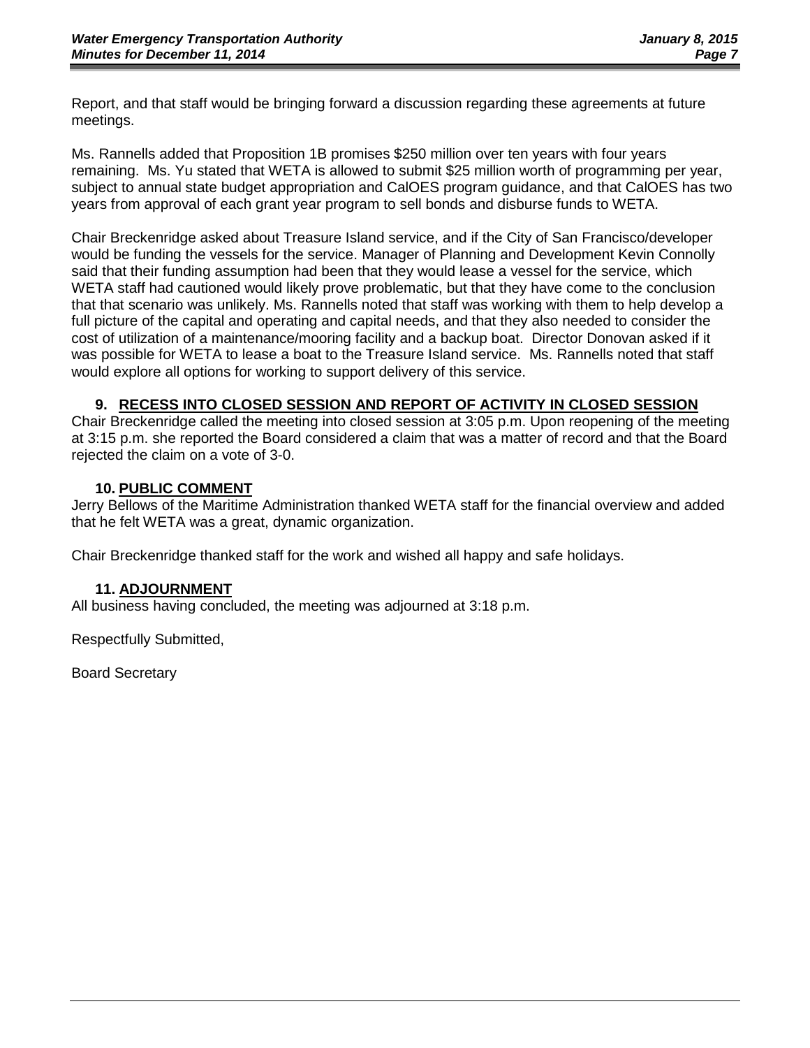Report, and that staff would be bringing forward a discussion regarding these agreements at future meetings.

Ms. Rannells added that Proposition 1B promises $250 million over ten years with four years remaining. Ms. Yu stated that WETA is allowed to submit $25 million worth of programming per year, subject to annual state budget appropriation and CalOES program guidance, and that CalOES has two years from approval of each grant year program to sell bonds and disburse funds to WETA.

Chair Breckenridge asked about Treasure Island service, and if the City of San Francisco/developer would be funding the vessels for the service. Manager of Planning and Development Kevin Connolly said that their funding assumption had been that they would lease a vessel for the service, which WETA staff had cautioned would likely prove problematic, but that they have come to the conclusion that that scenario was unlikely. Ms. Rannells noted that staff was working with them to help develop a full picture of the capital and operating and capital needs, and that they also needed to consider the cost of utilization of a maintenance/mooring facility and a backup boat. Director Donovan asked if it was possible for WETA to lease a boat to the Treasure Island service. Ms. Rannells noted that staff would explore all options for working to support delivery of this service.

## 9. RECESS INTO CLOSED SESSION AND REPORT OF ACTIVITY IN CLOSED SESSION

Chair Breckenridge called the meeting into closed session at 3:05 p.m. Upon reopening of the meeting at 3:15 p.m. she reported the Board considered a claim that was a matter of record and that the Board rejected the claim on a vote of 3-0.

## 10. PUBLIC COMMENT

Jerry Bellows of the Maritime Administration thanked WETA staff for the financial overview and added that he felt WETA was a great, dynamic organization.

Chair Breckenridge thanked staff for the work and wished all happy and safe holidays.

## 11. ADJOURNMENT

All business having concluded, the meeting was adjourned at 3:18 p.m.

Respectfully Submitted,

Board Secretary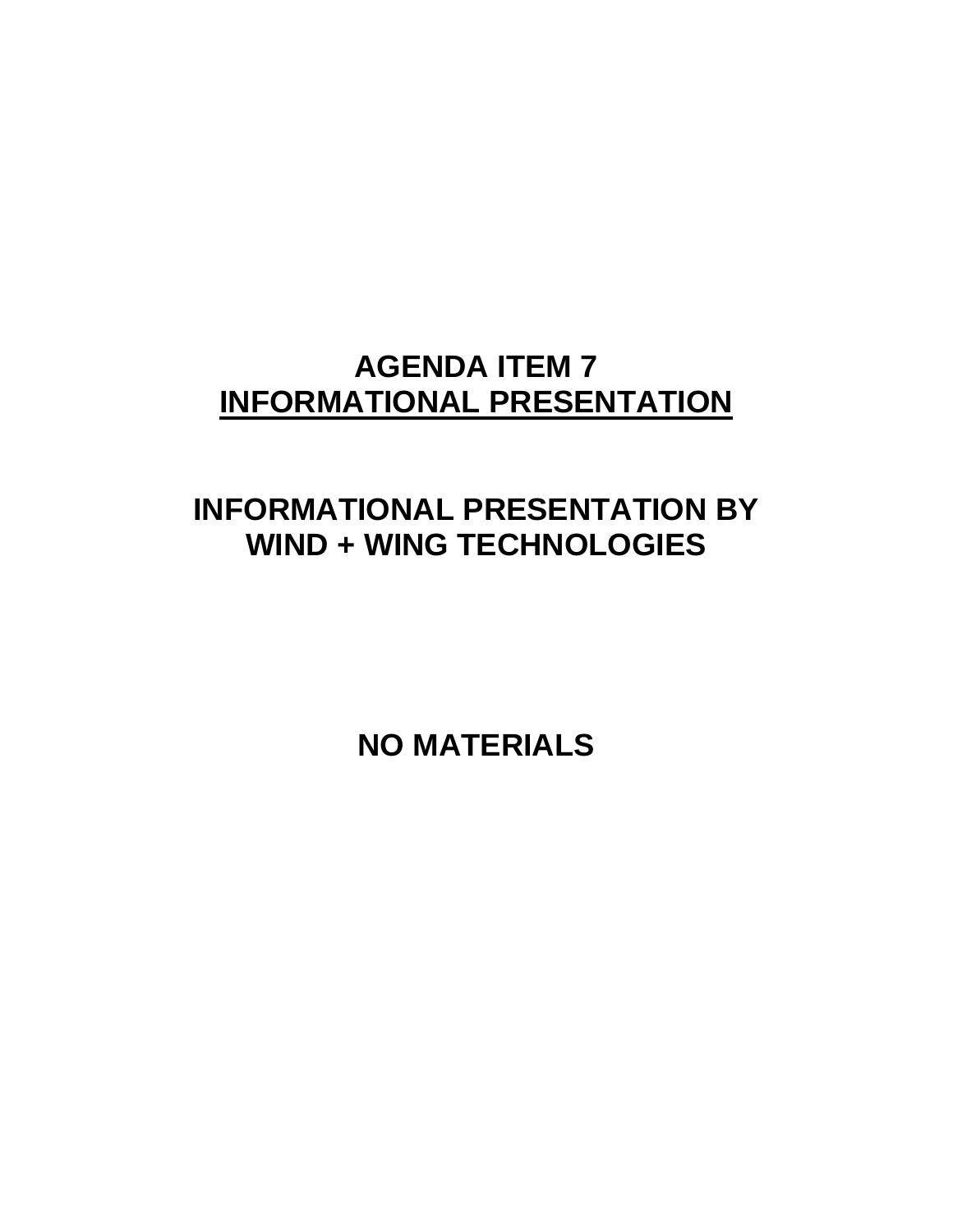# AGENDA ITEM 7
## INFORMATIONAL PRESENTATION

## INFORMATIONAL PRESENTATION BY WIND + WING TECHNOLOGIES

## NO MATERIALS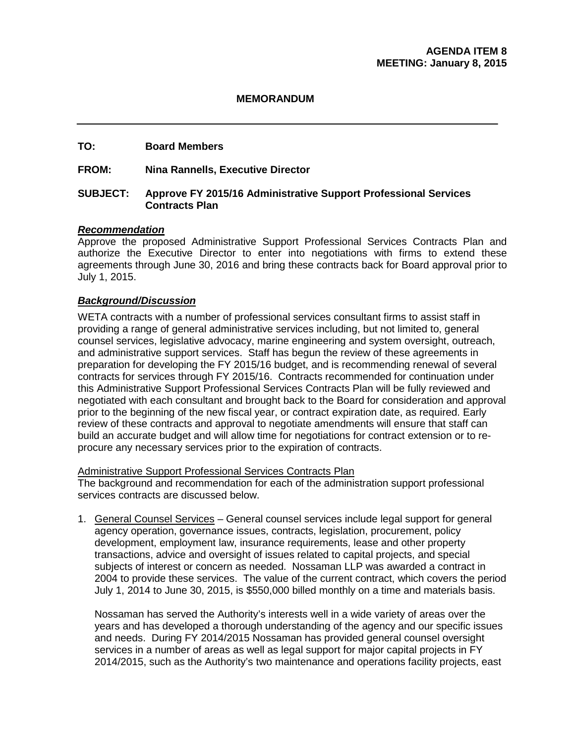**AGENDA ITEM 8**
**MEETING: January 8, 2015**

**MEMORANDUM**

---

**TO:** Board Members

**FROM:** Nina Rannells, Executive Director

**SUBJECT:** Approve FY 2015/16 Administrative Support Professional Services Contracts Plan

***Recommendation***

Approve the proposed Administrative Support Professional Services Contracts Plan and authorize the Executive Director to enter into negotiations with firms to extend these agreements through June 30, 2016 and bring these contracts back for Board approval prior to July 1, 2015.

***Background/Discussion***

WETA contracts with a number of professional services consultant firms to assist staff in providing a range of general administrative services including, but not limited to, general counsel services, legislative advocacy, marine engineering and system oversight, outreach, and administrative support services. Staff has begun the review of these agreements in preparation for developing the FY 2015/16 budget, and is recommending renewal of several contracts for services through FY 2015/16. Contracts recommended for continuation under this Administrative Support Professional Services Contracts Plan will be fully reviewed and negotiated with each consultant and brought back to the Board for consideration and approval prior to the beginning of the new fiscal year, or contract expiration date, as required. Early review of these contracts and approval to negotiate amendments will ensure that staff can build an accurate budget and will allow time for negotiations for contract extension or to re-procure any necessary services prior to the expiration of contracts.

<u>Administrative Support Professional Services Contracts Plan</u>

The background and recommendation for each of the administration support professional services contracts are discussed below.

1. <u>General Counsel Services</u> – General counsel services include legal support for general agency operation, governance issues, contracts, legislation, procurement, policy development, employment law, insurance requirements, lease and other property transactions, advice and oversight of issues related to capital projects, and special subjects of interest or concern as needed. Nossaman LLP was awarded a contract in 2004 to provide these services. The value of the current contract, which covers the period July 1, 2014 to June 30, 2015, is $550,000 billed monthly on a time and materials basis.

   Nossaman has served the Authority's interests well in a wide variety of areas over the years and has developed a thorough understanding of the agency and our specific issues and needs. During FY 2014/2015 Nossaman has provided general counsel oversight services in a number of areas as well as legal support for major capital projects in FY 2014/2015, such as the Authority's two maintenance and operations facility projects, east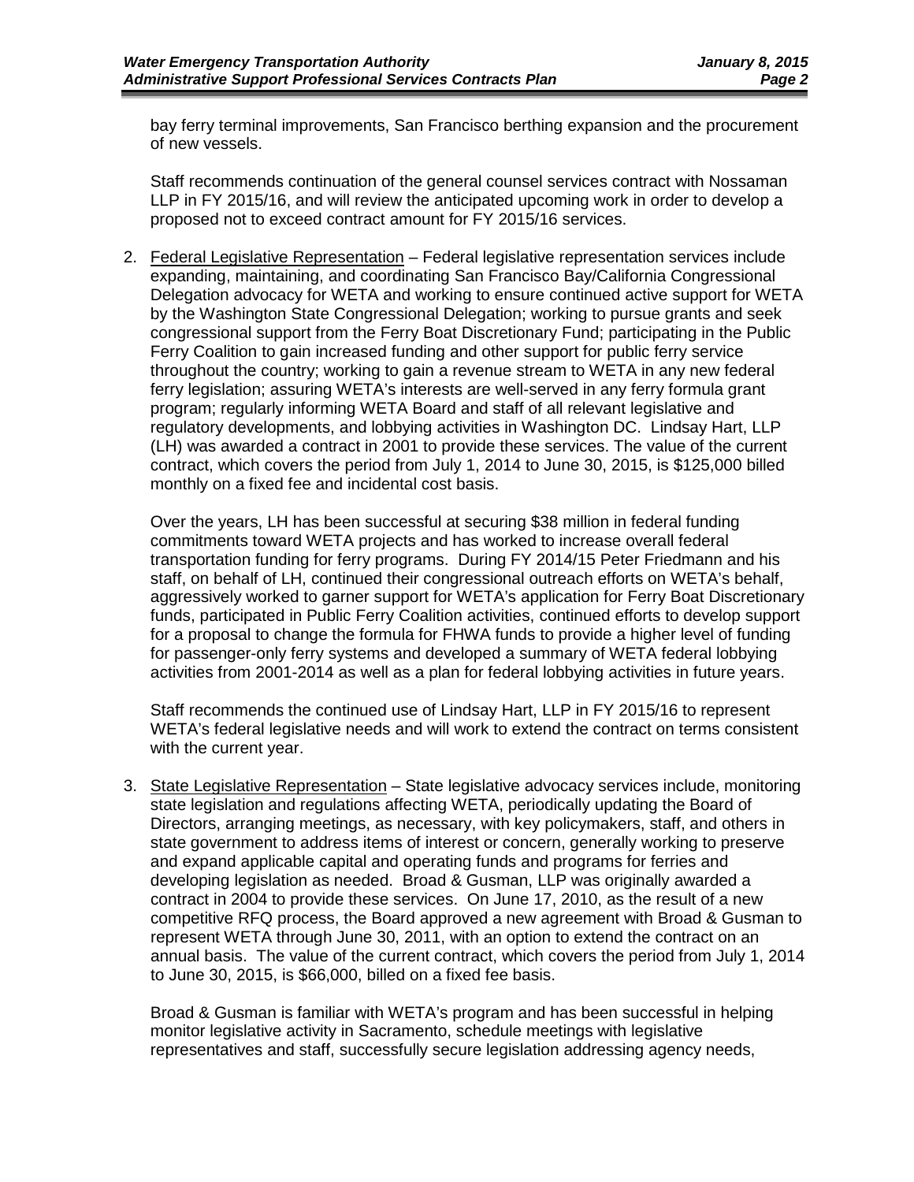bay ferry terminal improvements, San Francisco berthing expansion and the procurement of new vessels.

Staff recommends continuation of the general counsel services contract with Nossaman LLP in FY 2015/16, and will review the anticipated upcoming work in order to develop a proposed not to exceed contract amount for FY 2015/16 services.

2. <u>Federal Legislative Representation</u> – Federal legislative representation services include expanding, maintaining, and coordinating San Francisco Bay/California Congressional Delegation advocacy for WETA and working to ensure continued active support for WETA by the Washington State Congressional Delegation; working to pursue grants and seek congressional support from the Ferry Boat Discretionary Fund; participating in the Public Ferry Coalition to gain increased funding and other support for public ferry service throughout the country; working to gain a revenue stream to WETA in any new federal ferry legislation; assuring WETA's interests are well-served in any ferry formula grant program; regularly informing WETA Board and staff of all relevant legislative and regulatory developments, and lobbying activities in Washington DC. Lindsay Hart, LLP (LH) was awarded a contract in 2001 to provide these services. The value of the current contract, which covers the period from July 1, 2014 to June 30, 2015, is $125,000 billed monthly on a fixed fee and incidental cost basis.

   Over the years, LH has been successful at securing $38 million in federal funding commitments toward WETA projects and has worked to increase overall federal transportation funding for ferry programs. During FY 2014/15 Peter Friedmann and his staff, on behalf of LH, continued their congressional outreach efforts on WETA's behalf, aggressively worked to garner support for WETA's application for Ferry Boat Discretionary funds, participated in Public Ferry Coalition activities, continued efforts to develop support for a proposal to change the formula for FHWA funds to provide a higher level of funding for passenger-only ferry systems and developed a summary of WETA federal lobbying activities from 2001-2014 as well as a plan for federal lobbying activities in future years.

   Staff recommends the continued use of Lindsay Hart, LLP in FY 2015/16 to represent WETA's federal legislative needs and will work to extend the contract on terms consistent with the current year.

3. <u>State Legislative Representation</u> – State legislative advocacy services include, monitoring state legislation and regulations affecting WETA, periodically updating the Board of Directors, arranging meetings, as necessary, with key policymakers, staff, and others in state government to address items of interest or concern, generally working to preserve and expand applicable capital and operating funds and programs for ferries and developing legislation as needed. Broad & Gusman, LLP was originally awarded a contract in 2004 to provide these services. On June 17, 2010, as the result of a new competitive RFQ process, the Board approved a new agreement with Broad & Gusman to represent WETA through June 30, 2011, with an option to extend the contract on an annual basis. The value of the current contract, which covers the period from July 1, 2014 to June 30, 2015, is $66,000, billed on a fixed fee basis.

   Broad & Gusman is familiar with WETA's program and has been successful in helping monitor legislative activity in Sacramento, schedule meetings with legislative representatives and staff, successfully secure legislation addressing agency needs,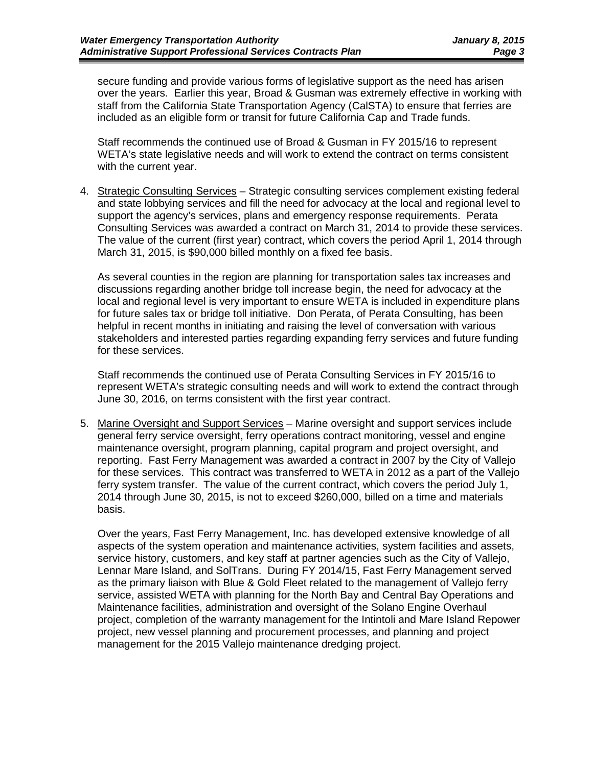secure funding and provide various forms of legislative support as the need has arisen over the years. Earlier this year, Broad & Gusman was extremely effective in working with staff from the California State Transportation Agency (CalSTA) to ensure that ferries are included as an eligible form or transit for future California Cap and Trade funds.

Staff recommends the continued use of Broad & Gusman in FY 2015/16 to represent WETA's state legislative needs and will work to extend the contract on terms consistent with the current year.

4. Strategic Consulting Services – Strategic consulting services complement existing federal and state lobbying services and fill the need for advocacy at the local and regional level to support the agency's services, plans and emergency response requirements. Perata Consulting Services was awarded a contract on March 31, 2014 to provide these services. The value of the current (first year) contract, which covers the period April 1, 2014 through March 31, 2015, is $90,000 billed monthly on a fixed fee basis.

   As several counties in the region are planning for transportation sales tax increases and discussions regarding another bridge toll increase begin, the need for advocacy at the local and regional level is very important to ensure WETA is included in expenditure plans for future sales tax or bridge toll initiative. Don Perata, of Perata Consulting, has been helpful in recent months in initiating and raising the level of conversation with various stakeholders and interested parties regarding expanding ferry services and future funding for these services.

   Staff recommends the continued use of Perata Consulting Services in FY 2015/16 to represent WETA's strategic consulting needs and will work to extend the contract through June 30, 2016, on terms consistent with the first year contract.

5. Marine Oversight and Support Services – Marine oversight and support services include general ferry service oversight, ferry operations contract monitoring, vessel and engine maintenance oversight, program planning, capital program and project oversight, and reporting. Fast Ferry Management was awarded a contract in 2007 by the City of Vallejo for these services. This contract was transferred to WETA in 2012 as a part of the Vallejo ferry system transfer. The value of the current contract, which covers the period July 1, 2014 through June 30, 2015, is not to exceed $260,000, billed on a time and materials basis.

   Over the years, Fast Ferry Management, Inc. has developed extensive knowledge of all aspects of the system operation and maintenance activities, system facilities and assets, service history, customers, and key staff at partner agencies such as the City of Vallejo, Lennar Mare Island, and SolTrans. During FY 2014/15, Fast Ferry Management served as the primary liaison with Blue & Gold Fleet related to the management of Vallejo ferry service, assisted WETA with planning for the North Bay and Central Bay Operations and Maintenance facilities, administration and oversight of the Solano Engine Overhaul project, completion of the warranty management for the Intintoli and Mare Island Repower project, new vessel planning and procurement processes, and planning and project management for the 2015 Vallejo maintenance dredging project.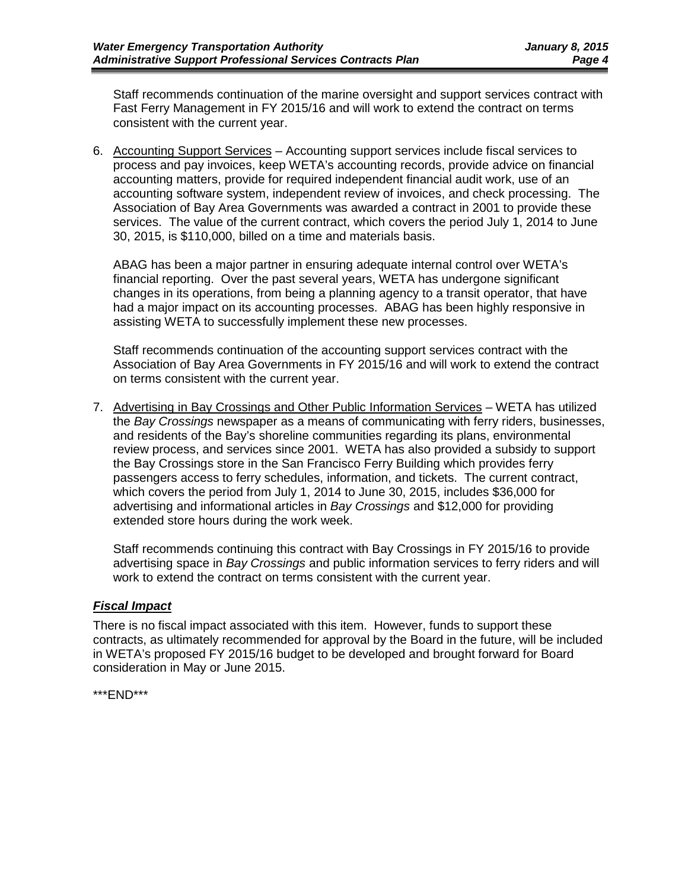Staff recommends continuation of the marine oversight and support services contract with Fast Ferry Management in FY 2015/16 and will work to extend the contract on terms consistent with the current year.

6. Accounting Support Services – Accounting support services include fiscal services to process and pay invoices, keep WETA's accounting records, provide advice on financial accounting matters, provide for required independent financial audit work, use of an accounting software system, independent review of invoices, and check processing. The Association of Bay Area Governments was awarded a contract in 2001 to provide these services. The value of the current contract, which covers the period July 1, 2014 to June 30, 2015, is $110,000, billed on a time and materials basis.

   ABAG has been a major partner in ensuring adequate internal control over WETA's financial reporting. Over the past several years, WETA has undergone significant changes in its operations, from being a planning agency to a transit operator, that have had a major impact on its accounting processes. ABAG has been highly responsive in assisting WETA to successfully implement these new processes.

   Staff recommends continuation of the accounting support services contract with the Association of Bay Area Governments in FY 2015/16 and will work to extend the contract on terms consistent with the current year.

7. Advertising in Bay Crossings and Other Public Information Services – WETA has utilized the *Bay Crossings* newspaper as a means of communicating with ferry riders, businesses, and residents of the Bay's shoreline communities regarding its plans, environmental review process, and services since 2001. WETA has also provided a subsidy to support the Bay Crossings store in the San Francisco Ferry Building which provides ferry passengers access to ferry schedules, information, and tickets. The current contract, which covers the period from July 1, 2014 to June 30, 2015, includes $36,000 for advertising and informational articles in *Bay Crossings* and $12,000 for providing extended store hours during the work week.

   Staff recommends continuing this contract with Bay Crossings in FY 2015/16 to provide advertising space in *Bay Crossings* and public information services to ferry riders and will work to extend the contract on terms consistent with the current year.

### ***Fiscal Impact***

There is no fiscal impact associated with this item. However, funds to support these contracts, as ultimately recommended for approval by the Board in the future, will be included in WETA's proposed FY 2015/16 budget to be developed and brought forward for Board consideration in May or June 2015.

\*\*\*END\*\*\*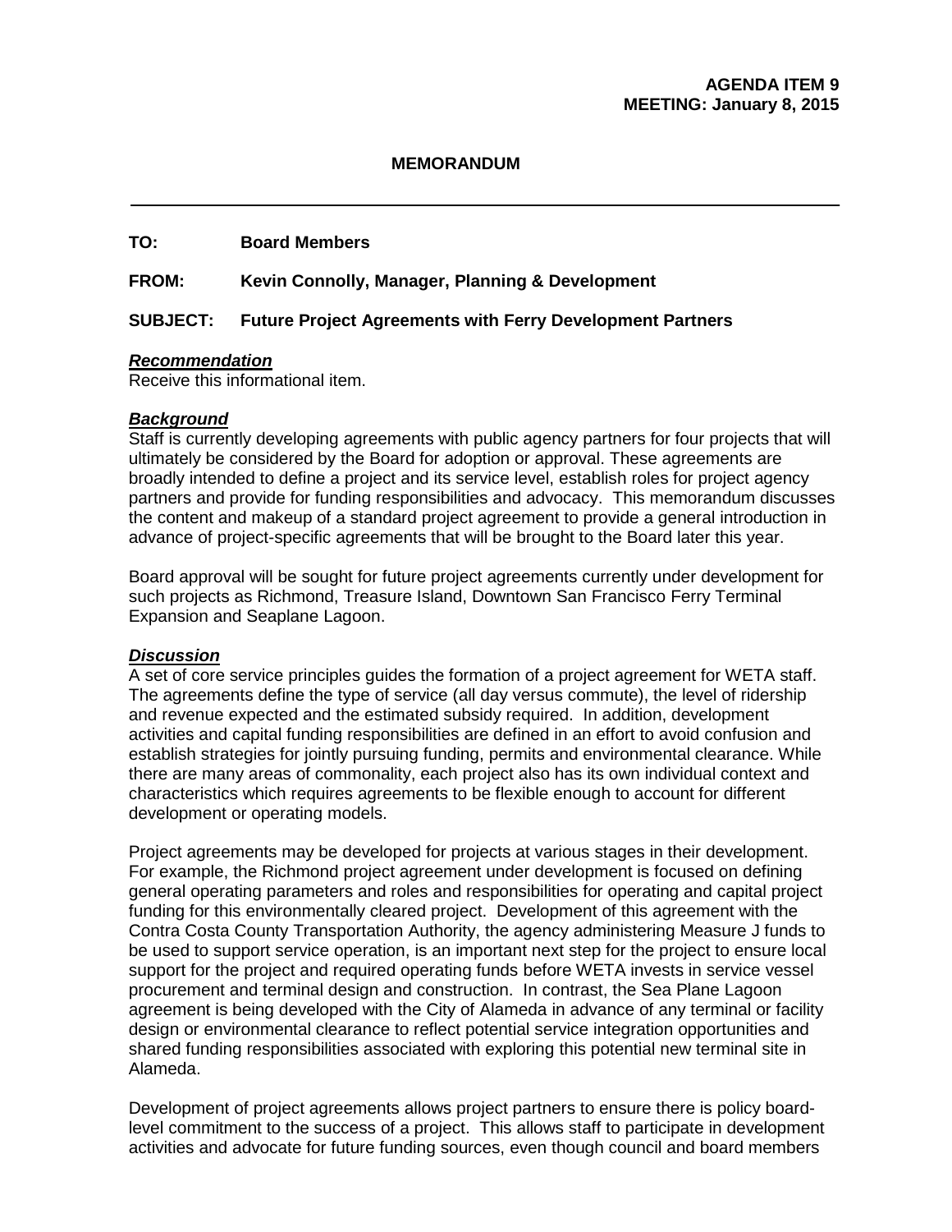**AGENDA ITEM 9**
**MEETING: January 8, 2015**

**MEMORANDUM**

---

**TO:** Board Members

**FROM:** Kevin Connolly, Manager, Planning & Development

**SUBJECT:** Future Project Agreements with Ferry Development Partners

***Recommendation***

Receive this informational item.

***Background***

Staff is currently developing agreements with public agency partners for four projects that will ultimately be considered by the Board for adoption or approval. These agreements are broadly intended to define a project and its service level, establish roles for project agency partners and provide for funding responsibilities and advocacy. This memorandum discusses the content and makeup of a standard project agreement to provide a general introduction in advance of project-specific agreements that will be brought to the Board later this year.

Board approval will be sought for future project agreements currently under development for such projects as Richmond, Treasure Island, Downtown San Francisco Ferry Terminal Expansion and Seaplane Lagoon.

***Discussion***

A set of core service principles guides the formation of a project agreement for WETA staff. The agreements define the type of service (all day versus commute), the level of ridership and revenue expected and the estimated subsidy required. In addition, development activities and capital funding responsibilities are defined in an effort to avoid confusion and establish strategies for jointly pursuing funding, permits and environmental clearance. While there are many areas of commonality, each project also has its own individual context and characteristics which requires agreements to be flexible enough to account for different development or operating models.

Project agreements may be developed for projects at various stages in their development. For example, the Richmond project agreement under development is focused on defining general operating parameters and roles and responsibilities for operating and capital project funding for this environmentally cleared project. Development of this agreement with the Contra Costa County Transportation Authority, the agency administering Measure J funds to be used to support service operation, is an important next step for the project to ensure local support for the project and required operating funds before WETA invests in service vessel procurement and terminal design and construction. In contrast, the Sea Plane Lagoon agreement is being developed with the City of Alameda in advance of any terminal or facility design or environmental clearance to reflect potential service integration opportunities and shared funding responsibilities associated with exploring this potential new terminal site in Alameda.

Development of project agreements allows project partners to ensure there is policy board-level commitment to the success of a project. This allows staff to participate in development activities and advocate for future funding sources, even though council and board members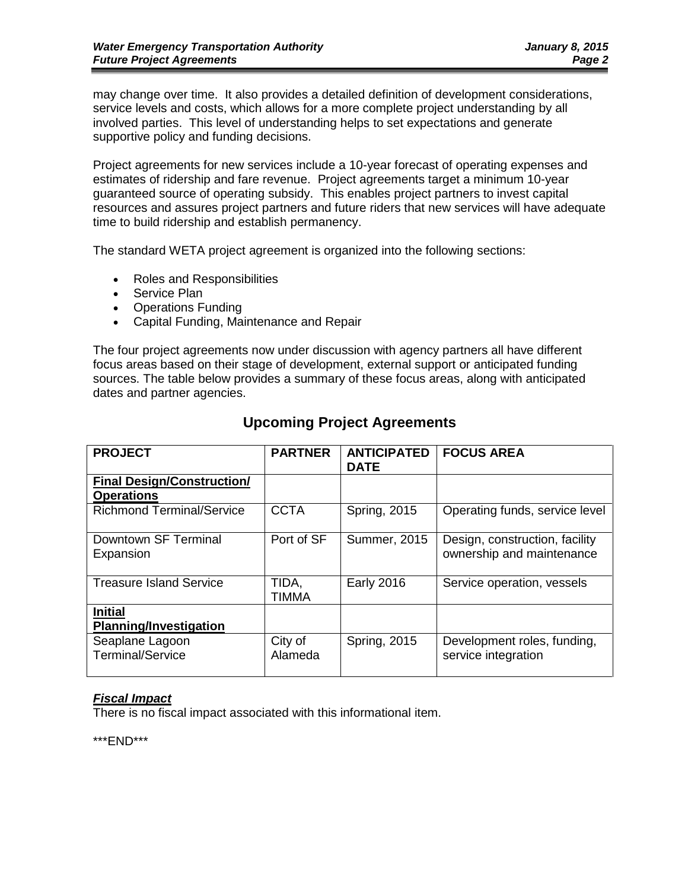may change over time. It also provides a detailed definition of development considerations, service levels and costs, which allows for a more complete project understanding by all involved parties. This level of understanding helps to set expectations and generate supportive policy and funding decisions.

Project agreements for new services include a 10-year forecast of operating expenses and estimates of ridership and fare revenue. Project agreements target a minimum 10-year guaranteed source of operating subsidy. This enables project partners to invest capital resources and assures project partners and future riders that new services will have adequate time to build ridership and establish permanency.

The standard WETA project agreement is organized into the following sections:

- Roles and Responsibilities
- Service Plan
- Operations Funding
- Capital Funding, Maintenance and Repair

The four project agreements now under discussion with agency partners all have different focus areas based on their stage of development, external support or anticipated funding sources. The table below provides a summary of these focus areas, along with anticipated dates and partner agencies.

## Upcoming Project Agreements

| PROJECT | PARTNER | ANTICIPATED DATE | FOCUS AREA |
|---|---|---|---|
| **Final Design/Construction/ Operations** | | | |
| Richmond Terminal/Service | CCTA | Spring, 2015 | Operating funds, service level |
| Downtown SF Terminal Expansion | Port of SF | Summer, 2015 | Design, construction, facility ownership and maintenance |
| Treasure Island Service | TIDA, TIMMA | Early 2016 | Service operation, vessels |
| **Initial Planning/Investigation** | | | |
| Seaplane Lagoon Terminal/Service | City of Alameda | Spring, 2015 | Development roles, funding, service integration |

***Fiscal Impact***

There is no fiscal impact associated with this informational item.

\*\*\*END\*\*\*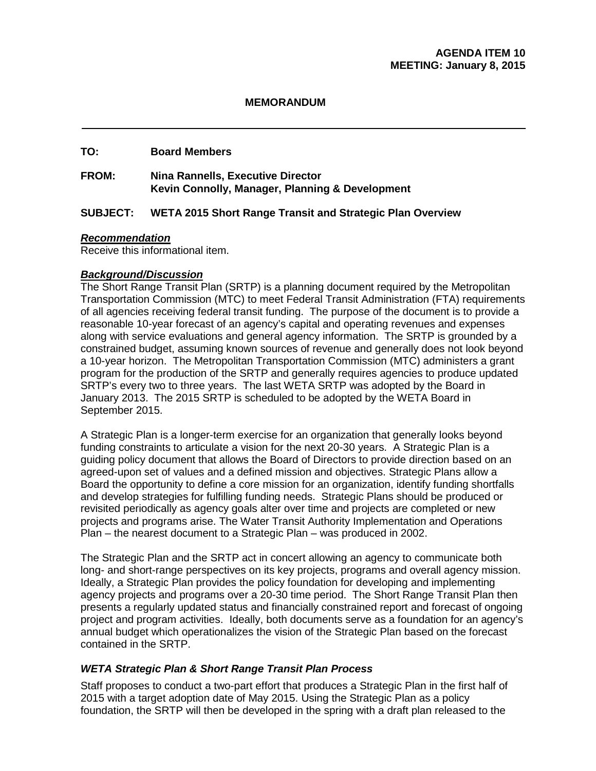**AGENDA ITEM 10**
**MEETING: January 8, 2015**

**MEMORANDUM**

---

**TO:** Board Members

**FROM:** Nina Rannells, Executive Director
Kevin Connolly, Manager, Planning & Development

**SUBJECT: WETA 2015 Short Range Transit and Strategic Plan Overview**

***Recommendation***
Receive this informational item.

***Background/Discussion***
The Short Range Transit Plan (SRTP) is a planning document required by the Metropolitan Transportation Commission (MTC) to meet Federal Transit Administration (FTA) requirements of all agencies receiving federal transit funding. The purpose of the document is to provide a reasonable 10-year forecast of an agency's capital and operating revenues and expenses along with service evaluations and general agency information. The SRTP is grounded by a constrained budget, assuming known sources of revenue and generally does not look beyond a 10-year horizon. The Metropolitan Transportation Commission (MTC) administers a grant program for the production of the SRTP and generally requires agencies to produce updated SRTP's every two to three years. The last WETA SRTP was adopted by the Board in January 2013. The 2015 SRTP is scheduled to be adopted by the WETA Board in September 2015.

A Strategic Plan is a longer-term exercise for an organization that generally looks beyond funding constraints to articulate a vision for the next 20-30 years. A Strategic Plan is a guiding policy document that allows the Board of Directors to provide direction based on an agreed-upon set of values and a defined mission and objectives. Strategic Plans allow a Board the opportunity to define a core mission for an organization, identify funding shortfalls and develop strategies for fulfilling funding needs. Strategic Plans should be produced or revisited periodically as agency goals alter over time and projects are completed or new projects and programs arise. The Water Transit Authority Implementation and Operations Plan – the nearest document to a Strategic Plan – was produced in 2002.

The Strategic Plan and the SRTP act in concert allowing an agency to communicate both long- and short-range perspectives on its key projects, programs and overall agency mission. Ideally, a Strategic Plan provides the policy foundation for developing and implementing agency projects and programs over a 20-30 time period. The Short Range Transit Plan then presents a regularly updated status and financially constrained report and forecast of ongoing project and program activities. Ideally, both documents serve as a foundation for an agency's annual budget which operationalizes the vision of the Strategic Plan based on the forecast contained in the SRTP.

***WETA Strategic Plan & Short Range Transit Plan Process***

Staff proposes to conduct a two-part effort that produces a Strategic Plan in the first half of 2015 with a target adoption date of May 2015. Using the Strategic Plan as a policy foundation, the SRTP will then be developed in the spring with a draft plan released to the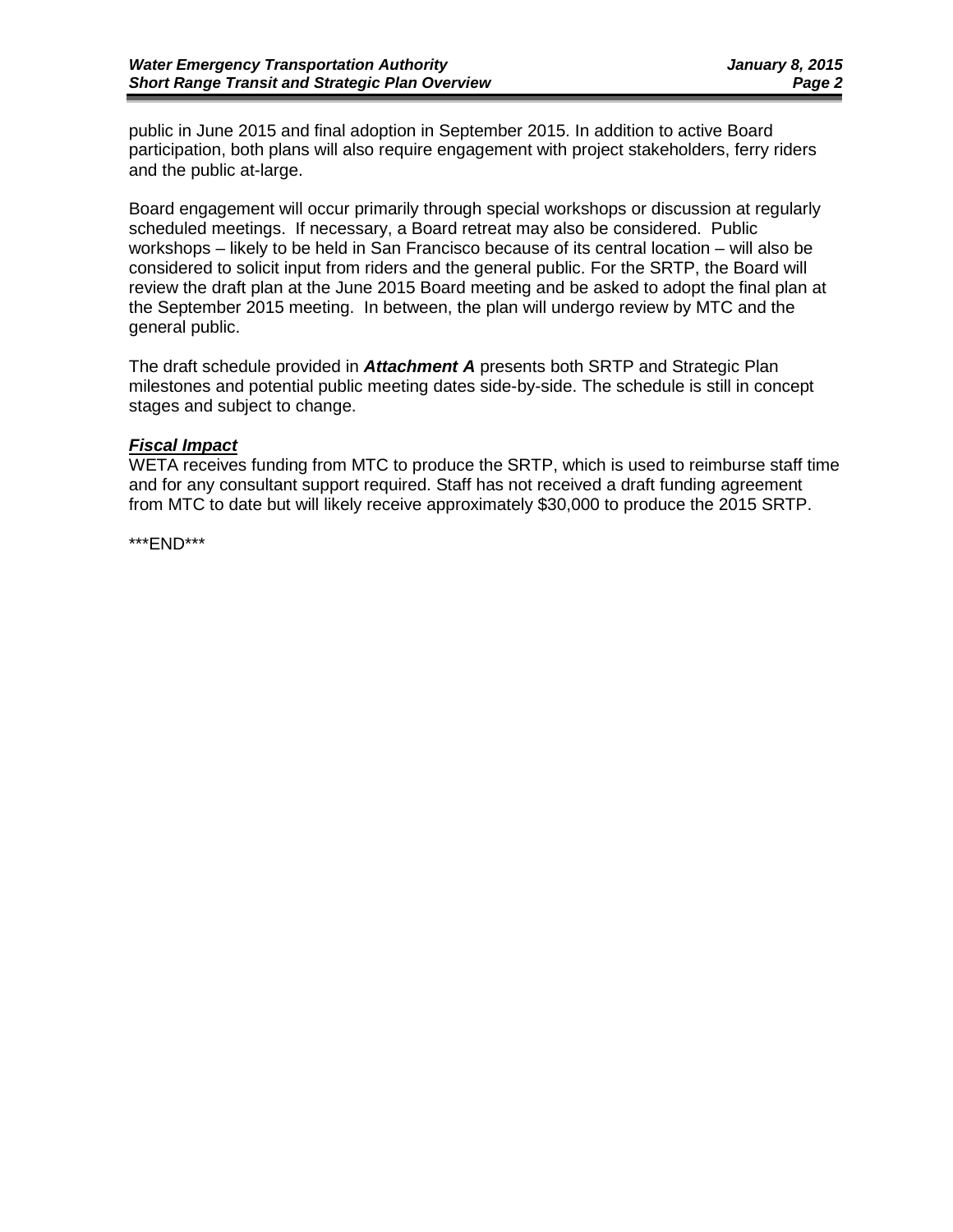public in June 2015 and final adoption in September 2015. In addition to active Board participation, both plans will also require engagement with project stakeholders, ferry riders and the public at-large.

Board engagement will occur primarily through special workshops or discussion at regularly scheduled meetings. If necessary, a Board retreat may also be considered. Public workshops – likely to be held in San Francisco because of its central location – will also be considered to solicit input from riders and the general public. For the SRTP, the Board will review the draft plan at the June 2015 Board meeting and be asked to adopt the final plan at the September 2015 meeting. In between, the plan will undergo review by MTC and the general public.

The draft schedule provided in ***Attachment A*** presents both SRTP and Strategic Plan milestones and potential public meeting dates side-by-side. The schedule is still in concept stages and subject to change.

***Fiscal Impact***

WETA receives funding from MTC to produce the SRTP, which is used to reimburse staff time and for any consultant support required. Staff has not received a draft funding agreement from MTC to date but will likely receive approximately $30,000 to produce the 2015 SRTP.

***END***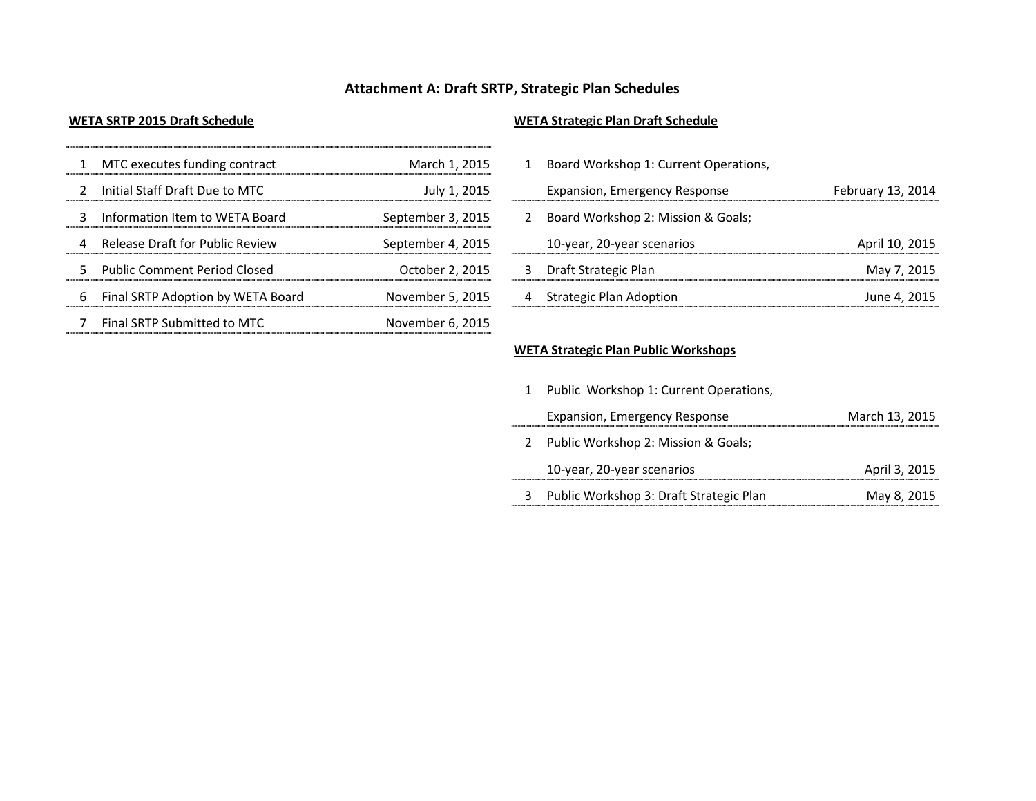# Attachment A: Draft SRTP, Strategic Plan Schedules

**WETA SRTP 2015 Draft Schedule**

| | | |
|---|---|---|
| 1 | MTC executes funding contract | March 1, 2015 |
| 2 | Initial Staff Draft Due to MTC | July 1, 2015 |
| 3 | Information Item to WETA Board | September 3, 2015 |
| 4 | Release Draft for Public Review | September 4, 2015 |
| 5 | Public Comment Period Closed | October 2, 2015 |
| 6 | Final SRTP Adoption by WETA Board | November 5, 2015 |
| 7 | Final SRTP Submitted to MTC | November 6, 2015 |

**WETA Strategic Plan Draft Schedule**

| | | |
|---|---|---|
| 1 | Board Workshop 1: Current Operations, Expansion, Emergency Response | February 13, 2014 |
| 2 | Board Workshop 2: Mission & Goals; 10-year, 20-year scenarios | April 10, 2015 |
| 3 | Draft Strategic Plan | May 7, 2015 |
| 4 | Strategic Plan Adoption | June 4, 2015 |

**WETA Strategic Plan Public Workshops**

| | | |
|---|---|---|
| 1 | Public Workshop 1: Current Operations, Expansion, Emergency Response | March 13, 2015 |
| 2 | Public Workshop 2: Mission & Goals; 10-year, 20-year scenarios | April 3, 2015 |
| 3 | Public Workshop 3: Draft Strategic Plan | May 8, 2015 |